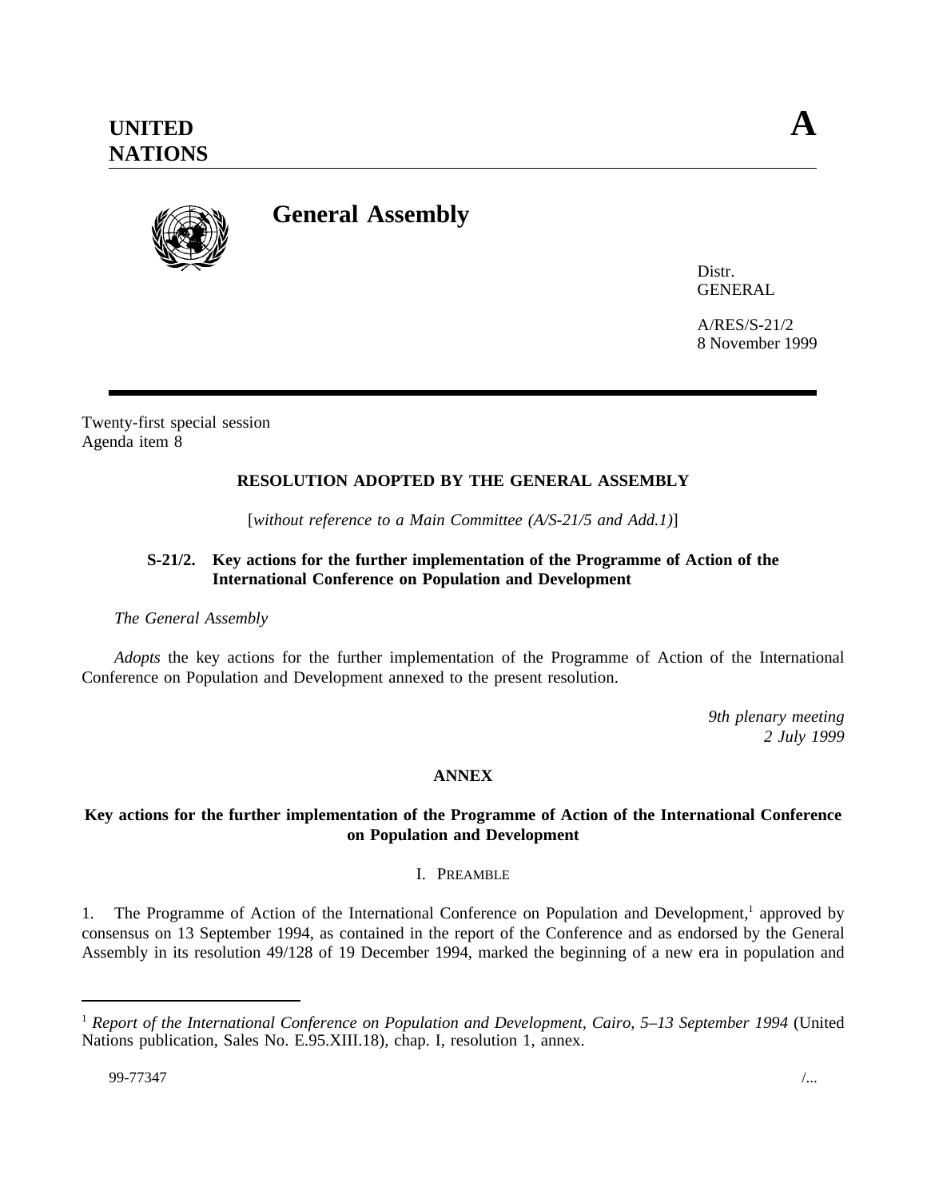# UNITED NATIONS

**A**

## General Assembly

Distr.
GENERAL

A/RES/S-21/2
8 November 1999

Twenty-first special session
Agenda item 8

### RESOLUTION ADOPTED BY THE GENERAL ASSEMBLY

[*without reference to a Main Committee (A/S-21/5 and Add.1)*]

### S-21/2. Key actions for the further implementation of the Programme of Action of the International Conference on Population and Development

*The General Assembly*

*Adopts* the key actions for the further implementation of the Programme of Action of the International Conference on Population and Development annexed to the present resolution.

*9th plenary meeting*
*2 July 1999*

### ANNEX

### Key actions for the further implementation of the Programme of Action of the International Conference on Population and Development

#### I. PREAMBLE

1. The Programme of Action of the International Conference on Population and Development,[1] approved by consensus on 13 September 1994, as contained in the report of the Conference and as endorsed by the General Assembly in its resolution 49/128 of 19 December 1994, marked the beginning of a new era in population and

---

[1] *Report of the International Conference on Population and Development, Cairo, 5–13 September 1994* (United Nations publication, Sales No. E.95.XIII.18), chap. I, resolution 1, annex.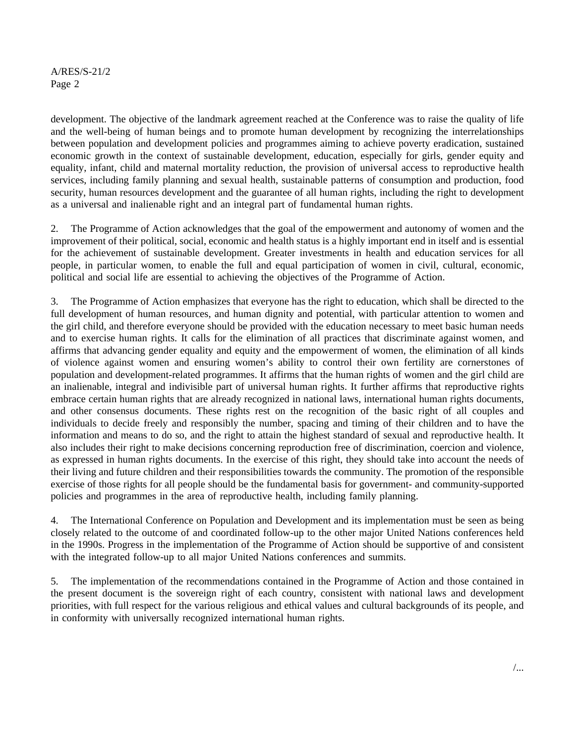development. The objective of the landmark agreement reached at the Conference was to raise the quality of life and the well-being of human beings and to promote human development by recognizing the interrelationships between population and development policies and programmes aiming to achieve poverty eradication, sustained economic growth in the context of sustainable development, education, especially for girls, gender equity and equality, infant, child and maternal mortality reduction, the provision of universal access to reproductive health services, including family planning and sexual health, sustainable patterns of consumption and production, food security, human resources development and the guarantee of all human rights, including the right to development as a universal and inalienable right and an integral part of fundamental human rights.

2. The Programme of Action acknowledges that the goal of the empowerment and autonomy of women and the improvement of their political, social, economic and health status is a highly important end in itself and is essential for the achievement of sustainable development. Greater investments in health and education services for all people, in particular women, to enable the full and equal participation of women in civil, cultural, economic, political and social life are essential to achieving the objectives of the Programme of Action.

3. The Programme of Action emphasizes that everyone has the right to education, which shall be directed to the full development of human resources, and human dignity and potential, with particular attention to women and the girl child, and therefore everyone should be provided with the education necessary to meet basic human needs and to exercise human rights. It calls for the elimination of all practices that discriminate against women, and affirms that advancing gender equality and equity and the empowerment of women, the elimination of all kinds of violence against women and ensuring women's ability to control their own fertility are cornerstones of population and development-related programmes. It affirms that the human rights of women and the girl child are an inalienable, integral and indivisible part of universal human rights. It further affirms that reproductive rights embrace certain human rights that are already recognized in national laws, international human rights documents, and other consensus documents. These rights rest on the recognition of the basic right of all couples and individuals to decide freely and responsibly the number, spacing and timing of their children and to have the information and means to do so, and the right to attain the highest standard of sexual and reproductive health. It also includes their right to make decisions concerning reproduction free of discrimination, coercion and violence, as expressed in human rights documents. In the exercise of this right, they should take into account the needs of their living and future children and their responsibilities towards the community. The promotion of the responsible exercise of those rights for all people should be the fundamental basis for government- and community-supported policies and programmes in the area of reproductive health, including family planning.

4. The International Conference on Population and Development and its implementation must be seen as being closely related to the outcome of and coordinated follow-up to the other major United Nations conferences held in the 1990s. Progress in the implementation of the Programme of Action should be supportive of and consistent with the integrated follow-up to all major United Nations conferences and summits.

5. The implementation of the recommendations contained in the Programme of Action and those contained in the present document is the sovereign right of each country, consistent with national laws and development priorities, with full respect for the various religious and ethical values and cultural backgrounds of its people, and in conformity with universally recognized international human rights.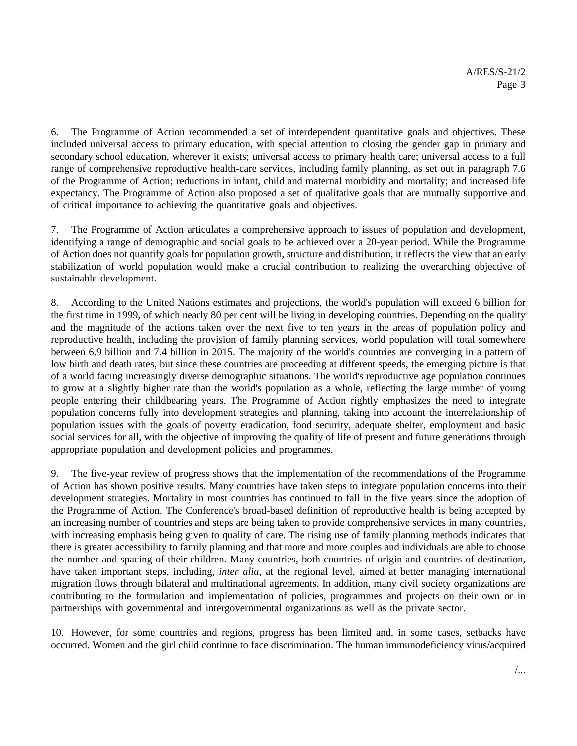6. The Programme of Action recommended a set of interdependent quantitative goals and objectives. These included universal access to primary education, with special attention to closing the gender gap in primary and secondary school education, wherever it exists; universal access to primary health care; universal access to a full range of comprehensive reproductive health-care services, including family planning, as set out in paragraph 7.6 of the Programme of Action; reductions in infant, child and maternal morbidity and mortality; and increased life expectancy. The Programme of Action also proposed a set of qualitative goals that are mutually supportive and of critical importance to achieving the quantitative goals and objectives.

7. The Programme of Action articulates a comprehensive approach to issues of population and development, identifying a range of demographic and social goals to be achieved over a 20-year period. While the Programme of Action does not quantify goals for population growth, structure and distribution, it reflects the view that an early stabilization of world population would make a crucial contribution to realizing the overarching objective of sustainable development.

8. According to the United Nations estimates and projections, the world's population will exceed 6 billion for the first time in 1999, of which nearly 80 per cent will be living in developing countries. Depending on the quality and the magnitude of the actions taken over the next five to ten years in the areas of population policy and reproductive health, including the provision of family planning services, world population will total somewhere between 6.9 billion and 7.4 billion in 2015. The majority of the world's countries are converging in a pattern of low birth and death rates, but since these countries are proceeding at different speeds, the emerging picture is that of a world facing increasingly diverse demographic situations. The world's reproductive age population continues to grow at a slightly higher rate than the world's population as a whole, reflecting the large number of young people entering their childbearing years. The Programme of Action rightly emphasizes the need to integrate population concerns fully into development strategies and planning, taking into account the interrelationship of population issues with the goals of poverty eradication, food security, adequate shelter, employment and basic social services for all, with the objective of improving the quality of life of present and future generations through appropriate population and development policies and programmes.

9. The five-year review of progress shows that the implementation of the recommendations of the Programme of Action has shown positive results. Many countries have taken steps to integrate population concerns into their development strategies. Mortality in most countries has continued to fall in the five years since the adoption of the Programme of Action. The Conference's broad-based definition of reproductive health is being accepted by an increasing number of countries and steps are being taken to provide comprehensive services in many countries, with increasing emphasis being given to quality of care. The rising use of family planning methods indicates that there is greater accessibility to family planning and that more and more couples and individuals are able to choose the number and spacing of their children. Many countries, both countries of origin and countries of destination, have taken important steps, including, *inter alia*, at the regional level, aimed at better managing international migration flows through bilateral and multinational agreements. In addition, many civil society organizations are contributing to the formulation and implementation of policies, programmes and projects on their own or in partnerships with governmental and intergovernmental organizations as well as the private sector.

10. However, for some countries and regions, progress has been limited and, in some cases, setbacks have occurred. Women and the girl child continue to face discrimination. The human immunodeficiency virus/acquired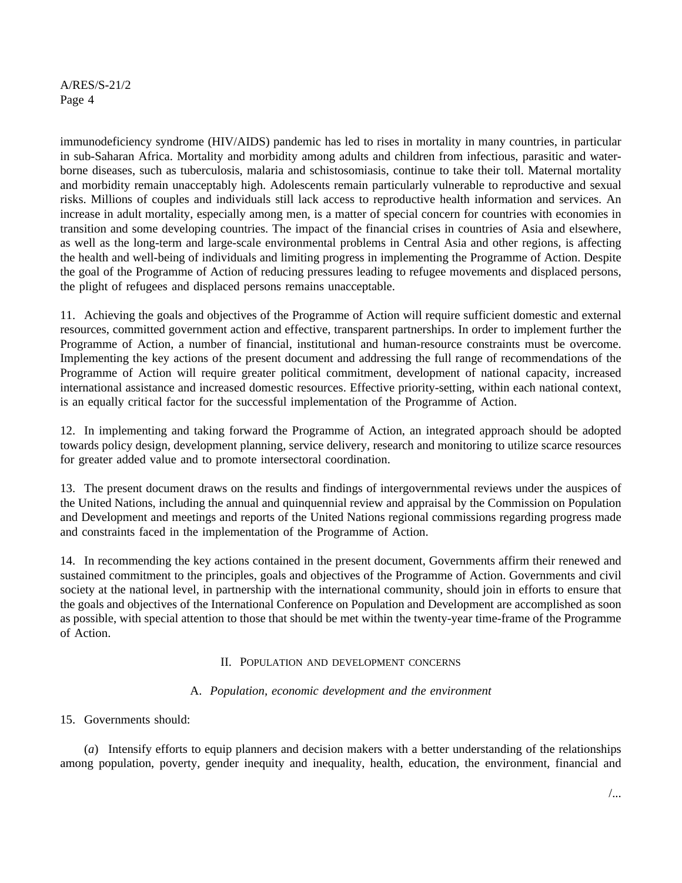immunodeficiency syndrome (HIV/AIDS) pandemic has led to rises in mortality in many countries, in particular in sub-Saharan Africa. Mortality and morbidity among adults and children from infectious, parasitic and water-borne diseases, such as tuberculosis, malaria and schistosomiasis, continue to take their toll. Maternal mortality and morbidity remain unacceptably high. Adolescents remain particularly vulnerable to reproductive and sexual risks. Millions of couples and individuals still lack access to reproductive health information and services. An increase in adult mortality, especially among men, is a matter of special concern for countries with economies in transition and some developing countries. The impact of the financial crises in countries of Asia and elsewhere, as well as the long-term and large-scale environmental problems in Central Asia and other regions, is affecting the health and well-being of individuals and limiting progress in implementing the Programme of Action. Despite the goal of the Programme of Action of reducing pressures leading to refugee movements and displaced persons, the plight of refugees and displaced persons remains unacceptable.

11. Achieving the goals and objectives of the Programme of Action will require sufficient domestic and external resources, committed government action and effective, transparent partnerships. In order to implement further the Programme of Action, a number of financial, institutional and human-resource constraints must be overcome. Implementing the key actions of the present document and addressing the full range of recommendations of the Programme of Action will require greater political commitment, development of national capacity, increased international assistance and increased domestic resources. Effective priority-setting, within each national context, is an equally critical factor for the successful implementation of the Programme of Action.

12. In implementing and taking forward the Programme of Action, an integrated approach should be adopted towards policy design, development planning, service delivery, research and monitoring to utilize scarce resources for greater added value and to promote intersectoral coordination.

13. The present document draws on the results and findings of intergovernmental reviews under the auspices of the United Nations, including the annual and quinquennial review and appraisal by the Commission on Population and Development and meetings and reports of the United Nations regional commissions regarding progress made and constraints faced in the implementation of the Programme of Action.

14. In recommending the key actions contained in the present document, Governments affirm their renewed and sustained commitment to the principles, goals and objectives of the Programme of Action. Governments and civil society at the national level, in partnership with the international community, should join in efforts to ensure that the goals and objectives of the International Conference on Population and Development are accomplished as soon as possible, with special attention to those that should be met within the twenty-year time-frame of the Programme of Action.

## II. Population and development concerns

### A. *Population, economic development and the environment*

15. Governments should:

(*a*) Intensify efforts to equip planners and decision makers with a better understanding of the relationships among population, poverty, gender inequity and inequality, health, education, the environment, financial and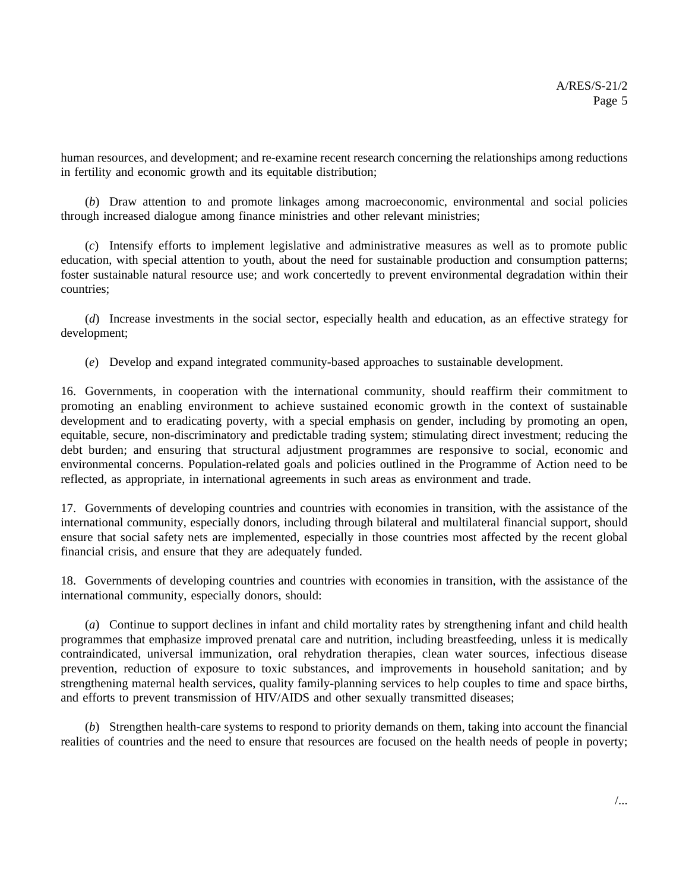human resources, and development; and re-examine recent research concerning the relationships among reductions in fertility and economic growth and its equitable distribution;

(*b*) Draw attention to and promote linkages among macroeconomic, environmental and social policies through increased dialogue among finance ministries and other relevant ministries;

(*c*) Intensify efforts to implement legislative and administrative measures as well as to promote public education, with special attention to youth, about the need for sustainable production and consumption patterns; foster sustainable natural resource use; and work concertedly to prevent environmental degradation within their countries;

(*d*) Increase investments in the social sector, especially health and education, as an effective strategy for development;

(*e*) Develop and expand integrated community-based approaches to sustainable development.

16. Governments, in cooperation with the international community, should reaffirm their commitment to promoting an enabling environment to achieve sustained economic growth in the context of sustainable development and to eradicating poverty, with a special emphasis on gender, including by promoting an open, equitable, secure, non-discriminatory and predictable trading system; stimulating direct investment; reducing the debt burden; and ensuring that structural adjustment programmes are responsive to social, economic and environmental concerns. Population-related goals and policies outlined in the Programme of Action need to be reflected, as appropriate, in international agreements in such areas as environment and trade.

17. Governments of developing countries and countries with economies in transition, with the assistance of the international community, especially donors, including through bilateral and multilateral financial support, should ensure that social safety nets are implemented, especially in those countries most affected by the recent global financial crisis, and ensure that they are adequately funded.

18. Governments of developing countries and countries with economies in transition, with the assistance of the international community, especially donors, should:

(*a*) Continue to support declines in infant and child mortality rates by strengthening infant and child health programmes that emphasize improved prenatal care and nutrition, including breastfeeding, unless it is medically contraindicated, universal immunization, oral rehydration therapies, clean water sources, infectious disease prevention, reduction of exposure to toxic substances, and improvements in household sanitation; and by strengthening maternal health services, quality family-planning services to help couples to time and space births, and efforts to prevent transmission of HIV/AIDS and other sexually transmitted diseases;

(*b*) Strengthen health-care systems to respond to priority demands on them, taking into account the financial realities of countries and the need to ensure that resources are focused on the health needs of people in poverty;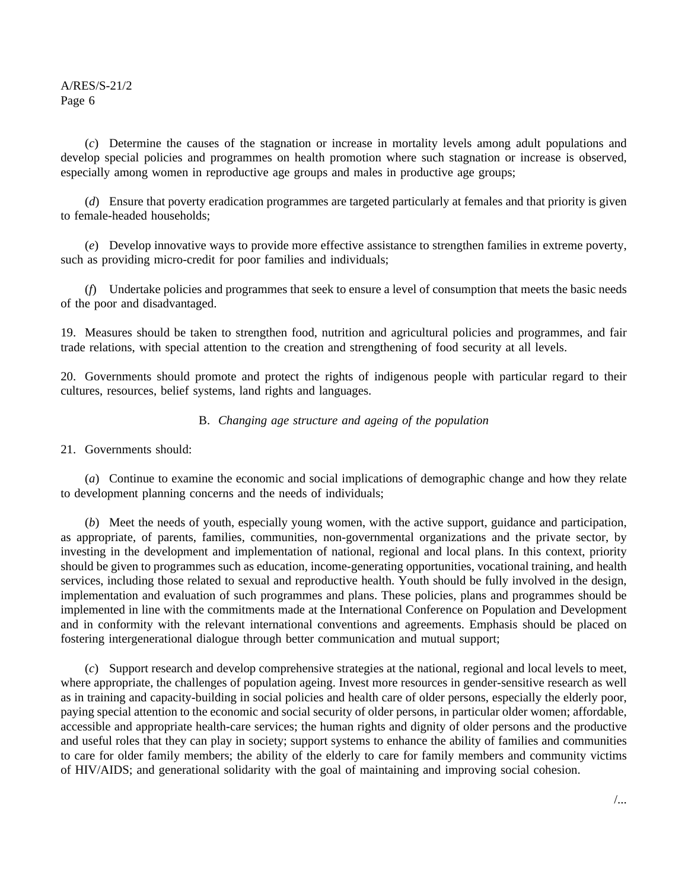(*c*) Determine the causes of the stagnation or increase in mortality levels among adult populations and develop special policies and programmes on health promotion where such stagnation or increase is observed, especially among women in reproductive age groups and males in productive age groups;

(*d*) Ensure that poverty eradication programmes are targeted particularly at females and that priority is given to female-headed households;

(*e*) Develop innovative ways to provide more effective assistance to strengthen families in extreme poverty, such as providing micro-credit for poor families and individuals;

(*f*) Undertake policies and programmes that seek to ensure a level of consumption that meets the basic needs of the poor and disadvantaged.

19. Measures should be taken to strengthen food, nutrition and agricultural policies and programmes, and fair trade relations, with special attention to the creation and strengthening of food security at all levels.

20. Governments should promote and protect the rights of indigenous people with particular regard to their cultures, resources, belief systems, land rights and languages.

### B. *Changing age structure and ageing of the population*

21. Governments should:

(*a*) Continue to examine the economic and social implications of demographic change and how they relate to development planning concerns and the needs of individuals;

(*b*) Meet the needs of youth, especially young women, with the active support, guidance and participation, as appropriate, of parents, families, communities, non-governmental organizations and the private sector, by investing in the development and implementation of national, regional and local plans. In this context, priority should be given to programmes such as education, income-generating opportunities, vocational training, and health services, including those related to sexual and reproductive health. Youth should be fully involved in the design, implementation and evaluation of such programmes and plans. These policies, plans and programmes should be implemented in line with the commitments made at the International Conference on Population and Development and in conformity with the relevant international conventions and agreements. Emphasis should be placed on fostering intergenerational dialogue through better communication and mutual support;

(*c*) Support research and develop comprehensive strategies at the national, regional and local levels to meet, where appropriate, the challenges of population ageing. Invest more resources in gender-sensitive research as well as in training and capacity-building in social policies and health care of older persons, especially the elderly poor, paying special attention to the economic and social security of older persons, in particular older women; affordable, accessible and appropriate health-care services; the human rights and dignity of older persons and the productive and useful roles that they can play in society; support systems to enhance the ability of families and communities to care for older family members; the ability of the elderly to care for family members and community victims of HIV/AIDS; and generational solidarity with the goal of maintaining and improving social cohesion.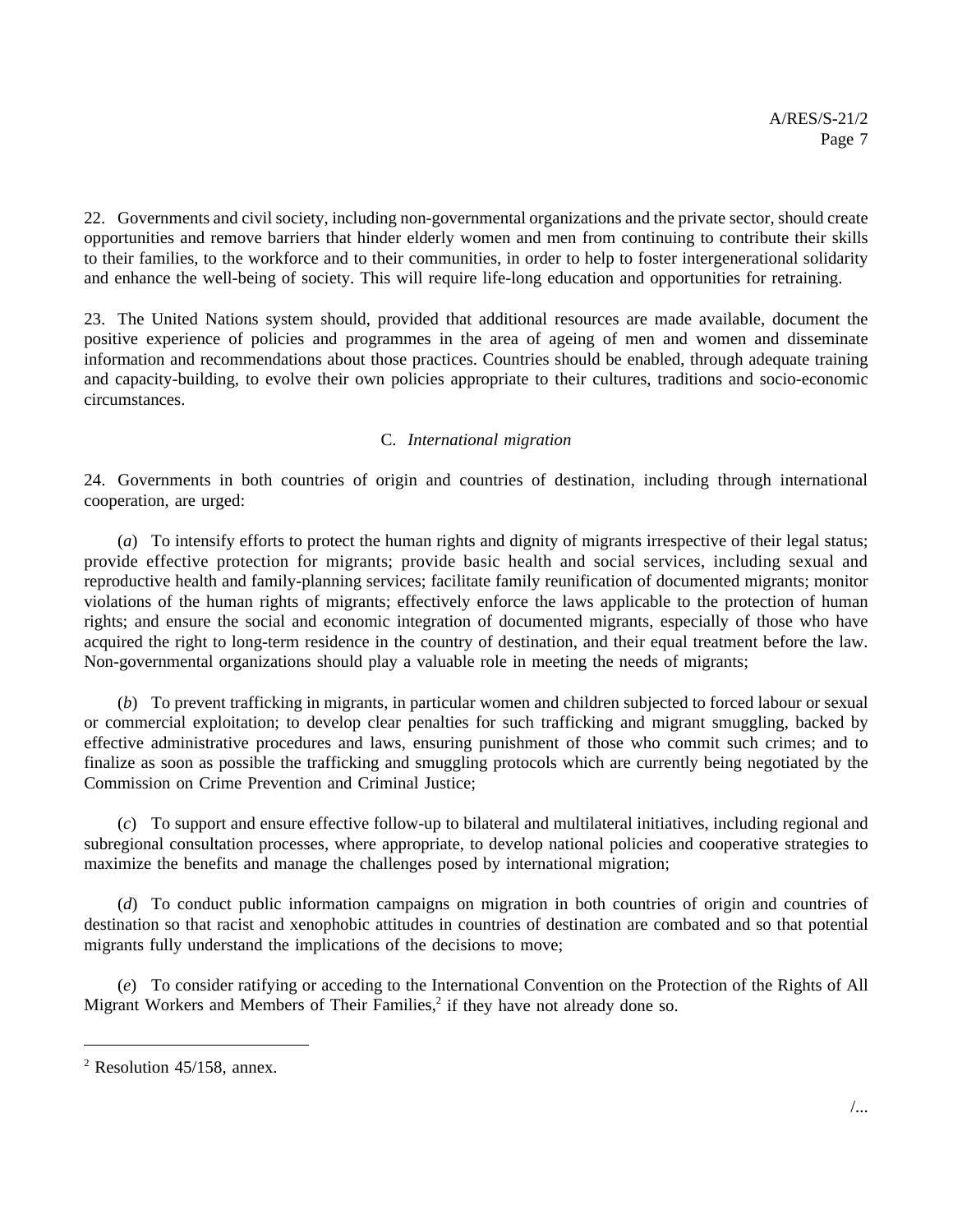22. Governments and civil society, including non-governmental organizations and the private sector, should create opportunities and remove barriers that hinder elderly women and men from continuing to contribute their skills to their families, to the workforce and to their communities, in order to help to foster intergenerational solidarity and enhance the well-being of society. This will require life-long education and opportunities for retraining.

23. The United Nations system should, provided that additional resources are made available, document the positive experience of policies and programmes in the area of ageing of men and women and disseminate information and recommendations about those practices. Countries should be enabled, through adequate training and capacity-building, to evolve their own policies appropriate to their cultures, traditions and socio-economic circumstances.

### C. *International migration*

24. Governments in both countries of origin and countries of destination, including through international cooperation, are urged:

(*a*) To intensify efforts to protect the human rights and dignity of migrants irrespective of their legal status; provide effective protection for migrants; provide basic health and social services, including sexual and reproductive health and family-planning services; facilitate family reunification of documented migrants; monitor violations of the human rights of migrants; effectively enforce the laws applicable to the protection of human rights; and ensure the social and economic integration of documented migrants, especially of those who have acquired the right to long-term residence in the country of destination, and their equal treatment before the law. Non-governmental organizations should play a valuable role in meeting the needs of migrants;

(*b*) To prevent trafficking in migrants, in particular women and children subjected to forced labour or sexual or commercial exploitation; to develop clear penalties for such trafficking and migrant smuggling, backed by effective administrative procedures and laws, ensuring punishment of those who commit such crimes; and to finalize as soon as possible the trafficking and smuggling protocols which are currently being negotiated by the Commission on Crime Prevention and Criminal Justice;

(*c*) To support and ensure effective follow-up to bilateral and multilateral initiatives, including regional and subregional consultation processes, where appropriate, to develop national policies and cooperative strategies to maximize the benefits and manage the challenges posed by international migration;

(*d*) To conduct public information campaigns on migration in both countries of origin and countries of destination so that racist and xenophobic attitudes in countries of destination are combated and so that potential migrants fully understand the implications of the decisions to move;

(*e*) To consider ratifying or acceding to the International Convention on the Protection of the Rights of All Migrant Workers and Members of Their Families,[2] if they have not already done so.

---

[2] Resolution 45/158, annex.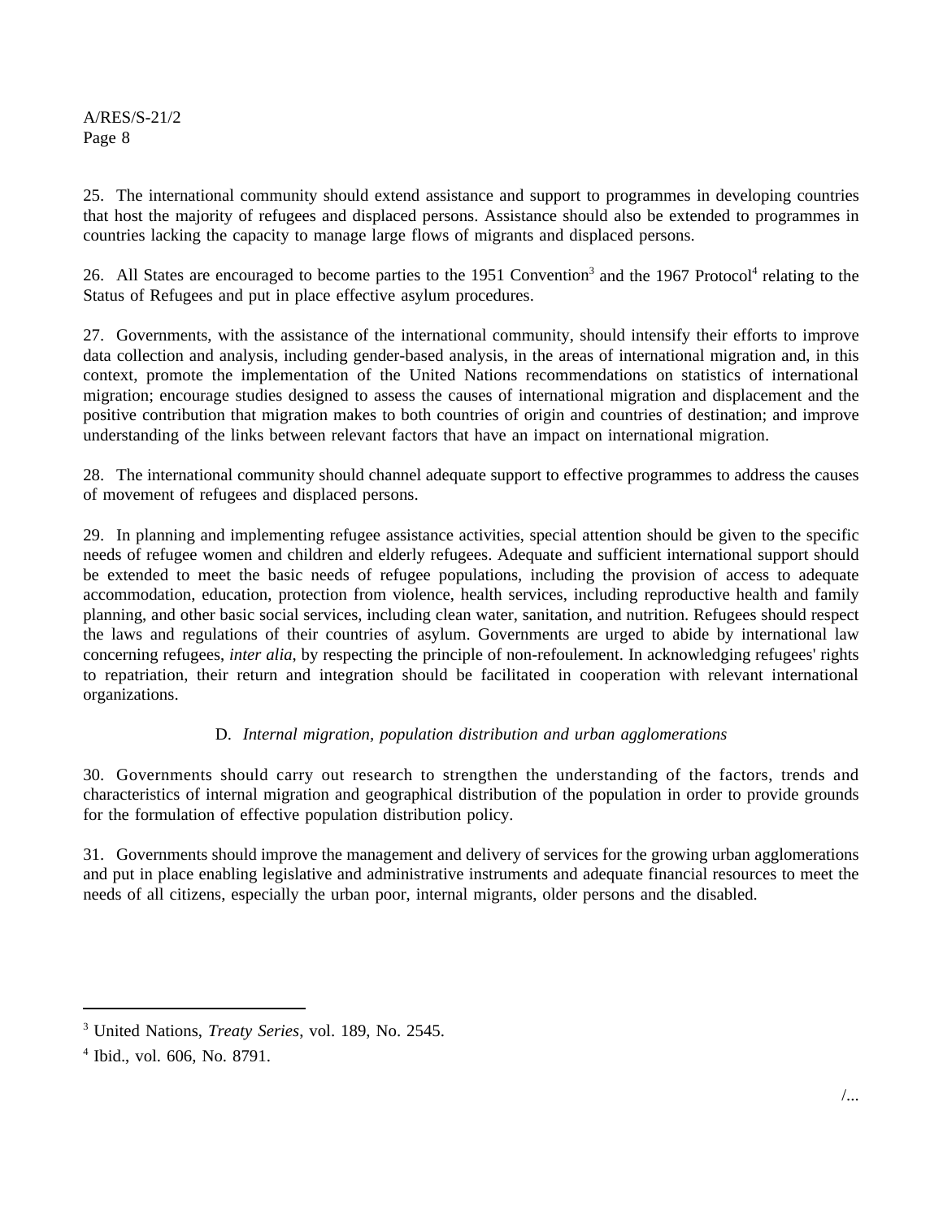25. The international community should extend assistance and support to programmes in developing countries that host the majority of refugees and displaced persons. Assistance should also be extended to programmes in countries lacking the capacity to manage large flows of migrants and displaced persons.

26. All States are encouraged to become parties to the 1951 Convention[3] and the 1967 Protocol[4] relating to the Status of Refugees and put in place effective asylum procedures.

27. Governments, with the assistance of the international community, should intensify their efforts to improve data collection and analysis, including gender-based analysis, in the areas of international migration and, in this context, promote the implementation of the United Nations recommendations on statistics of international migration; encourage studies designed to assess the causes of international migration and displacement and the positive contribution that migration makes to both countries of origin and countries of destination; and improve understanding of the links between relevant factors that have an impact on international migration.

28. The international community should channel adequate support to effective programmes to address the causes of movement of refugees and displaced persons.

29. In planning and implementing refugee assistance activities, special attention should be given to the specific needs of refugee women and children and elderly refugees. Adequate and sufficient international support should be extended to meet the basic needs of refugee populations, including the provision of access to adequate accommodation, education, protection from violence, health services, including reproductive health and family planning, and other basic social services, including clean water, sanitation, and nutrition. Refugees should respect the laws and regulations of their countries of asylum. Governments are urged to abide by international law concerning refugees, *inter alia*, by respecting the principle of non-refoulement. In acknowledging refugees' rights to repatriation, their return and integration should be facilitated in cooperation with relevant international organizations.

### D. *Internal migration, population distribution and urban agglomerations*

30. Governments should carry out research to strengthen the understanding of the factors, trends and characteristics of internal migration and geographical distribution of the population in order to provide grounds for the formulation of effective population distribution policy.

31. Governments should improve the management and delivery of services for the growing urban agglomerations and put in place enabling legislative and administrative instruments and adequate financial resources to meet the needs of all citizens, especially the urban poor, internal migrants, older persons and the disabled.

---

[3] United Nations, *Treaty Series*, vol. 189, No. 2545.

[4] Ibid., vol. 606, No. 8791.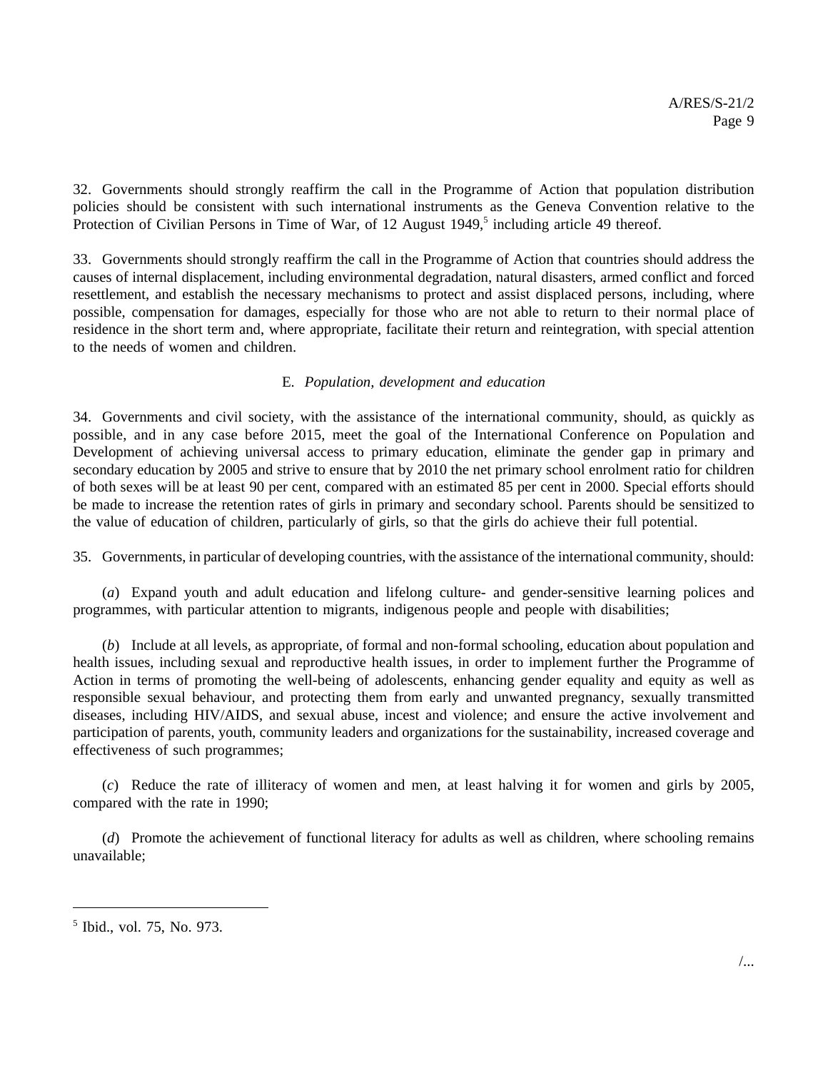32. Governments should strongly reaffirm the call in the Programme of Action that population distribution policies should be consistent with such international instruments as the Geneva Convention relative to the Protection of Civilian Persons in Time of War, of 12 August 1949,[5] including article 49 thereof.

33. Governments should strongly reaffirm the call in the Programme of Action that countries should address the causes of internal displacement, including environmental degradation, natural disasters, armed conflict and forced resettlement, and establish the necessary mechanisms to protect and assist displaced persons, including, where possible, compensation for damages, especially for those who are not able to return to their normal place of residence in the short term and, where appropriate, facilitate their return and reintegration, with special attention to the needs of women and children.

### E. *Population, development and education*

34. Governments and civil society, with the assistance of the international community, should, as quickly as possible, and in any case before 2015, meet the goal of the International Conference on Population and Development of achieving universal access to primary education, eliminate the gender gap in primary and secondary education by 2005 and strive to ensure that by 2010 the net primary school enrolment ratio for children of both sexes will be at least 90 per cent, compared with an estimated 85 per cent in 2000. Special efforts should be made to increase the retention rates of girls in primary and secondary school. Parents should be sensitized to the value of education of children, particularly of girls, so that the girls do achieve their full potential.

35. Governments, in particular of developing countries, with the assistance of the international community, should:

(*a*) Expand youth and adult education and lifelong culture- and gender-sensitive learning polices and programmes, with particular attention to migrants, indigenous people and people with disabilities;

(*b*) Include at all levels, as appropriate, of formal and non-formal schooling, education about population and health issues, including sexual and reproductive health issues, in order to implement further the Programme of Action in terms of promoting the well-being of adolescents, enhancing gender equality and equity as well as responsible sexual behaviour, and protecting them from early and unwanted pregnancy, sexually transmitted diseases, including HIV/AIDS, and sexual abuse, incest and violence; and ensure the active involvement and participation of parents, youth, community leaders and organizations for the sustainability, increased coverage and effectiveness of such programmes;

(*c*) Reduce the rate of illiteracy of women and men, at least halving it for women and girls by 2005, compared with the rate in 1990;

(*d*) Promote the achievement of functional literacy for adults as well as children, where schooling remains unavailable;

---

[5] Ibid., vol. 75, No. 973.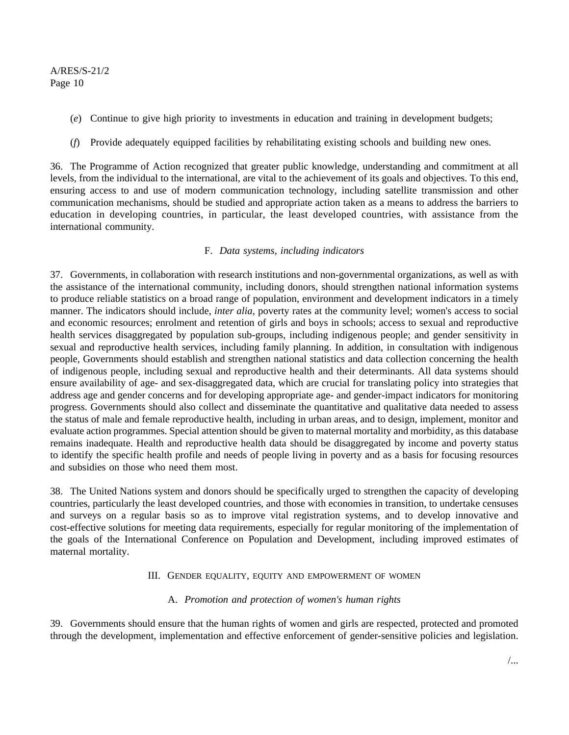(*e*) Continue to give high priority to investments in education and training in development budgets;

(*f*) Provide adequately equipped facilities by rehabilitating existing schools and building new ones.

36. The Programme of Action recognized that greater public knowledge, understanding and commitment at all levels, from the individual to the international, are vital to the achievement of its goals and objectives. To this end, ensuring access to and use of modern communication technology, including satellite transmission and other communication mechanisms, should be studied and appropriate action taken as a means to address the barriers to education in developing countries, in particular, the least developed countries, with assistance from the international community.

### F. *Data systems, including indicators*

37. Governments, in collaboration with research institutions and non-governmental organizations, as well as with the assistance of the international community, including donors, should strengthen national information systems to produce reliable statistics on a broad range of population, environment and development indicators in a timely manner. The indicators should include, *inter alia*, poverty rates at the community level; women's access to social and economic resources; enrolment and retention of girls and boys in schools; access to sexual and reproductive health services disaggregated by population sub-groups, including indigenous people; and gender sensitivity in sexual and reproductive health services, including family planning. In addition, in consultation with indigenous people, Governments should establish and strengthen national statistics and data collection concerning the health of indigenous people, including sexual and reproductive health and their determinants. All data systems should ensure availability of age- and sex-disaggregated data, which are crucial for translating policy into strategies that address age and gender concerns and for developing appropriate age- and gender-impact indicators for monitoring progress. Governments should also collect and disseminate the quantitative and qualitative data needed to assess the status of male and female reproductive health, including in urban areas, and to design, implement, monitor and evaluate action programmes. Special attention should be given to maternal mortality and morbidity, as this database remains inadequate. Health and reproductive health data should be disaggregated by income and poverty status to identify the specific health profile and needs of people living in poverty and as a basis for focusing resources and subsidies on those who need them most.

38. The United Nations system and donors should be specifically urged to strengthen the capacity of developing countries, particularly the least developed countries, and those with economies in transition, to undertake censuses and surveys on a regular basis so as to improve vital registration systems, and to develop innovative and cost-effective solutions for meeting data requirements, especially for regular monitoring of the implementation of the goals of the International Conference on Population and Development, including improved estimates of maternal mortality.

## III. Gender equality, equity and empowerment of women

### A. *Promotion and protection of women's human rights*

39. Governments should ensure that the human rights of women and girls are respected, protected and promoted through the development, implementation and effective enforcement of gender-sensitive policies and legislation.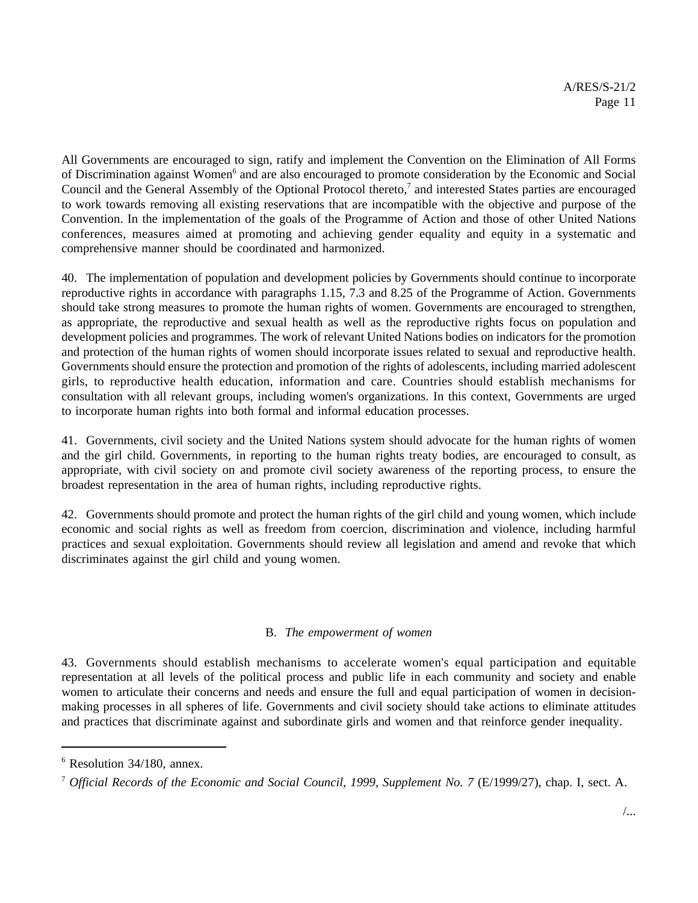All Governments are encouraged to sign, ratify and implement the Convention on the Elimination of All Forms of Discrimination against Women[6] and are also encouraged to promote consideration by the Economic and Social Council and the General Assembly of the Optional Protocol thereto,[7] and interested States parties are encouraged to work towards removing all existing reservations that are incompatible with the objective and purpose of the Convention. In the implementation of the goals of the Programme of Action and those of other United Nations conferences, measures aimed at promoting and achieving gender equality and equity in a systematic and comprehensive manner should be coordinated and harmonized.

40. The implementation of population and development policies by Governments should continue to incorporate reproductive rights in accordance with paragraphs 1.15, 7.3 and 8.25 of the Programme of Action. Governments should take strong measures to promote the human rights of women. Governments are encouraged to strengthen, as appropriate, the reproductive and sexual health as well as the reproductive rights focus on population and development policies and programmes. The work of relevant United Nations bodies on indicators for the promotion and protection of the human rights of women should incorporate issues related to sexual and reproductive health. Governments should ensure the protection and promotion of the rights of adolescents, including married adolescent girls, to reproductive health education, information and care. Countries should establish mechanisms for consultation with all relevant groups, including women's organizations. In this context, Governments are urged to incorporate human rights into both formal and informal education processes.

41. Governments, civil society and the United Nations system should advocate for the human rights of women and the girl child. Governments, in reporting to the human rights treaty bodies, are encouraged to consult, as appropriate, with civil society on and promote civil society awareness of the reporting process, to ensure the broadest representation in the area of human rights, including reproductive rights.

42. Governments should promote and protect the human rights of the girl child and young women, which include economic and social rights as well as freedom from coercion, discrimination and violence, including harmful practices and sexual exploitation. Governments should review all legislation and amend and revoke that which discriminates against the girl child and young women.

## B. *The empowerment of women*

43. Governments should establish mechanisms to accelerate women's equal participation and equitable representation at all levels of the political process and public life in each community and society and enable women to articulate their concerns and needs and ensure the full and equal participation of women in decision-making processes in all spheres of life. Governments and civil society should take actions to eliminate attitudes and practices that discriminate against and subordinate girls and women and that reinforce gender inequality.

---

[6] Resolution 34/180, annex.

[7] *Official Records of the Economic and Social Council, 1999, Supplement No. 7* (E/1999/27), chap. I, sect. A.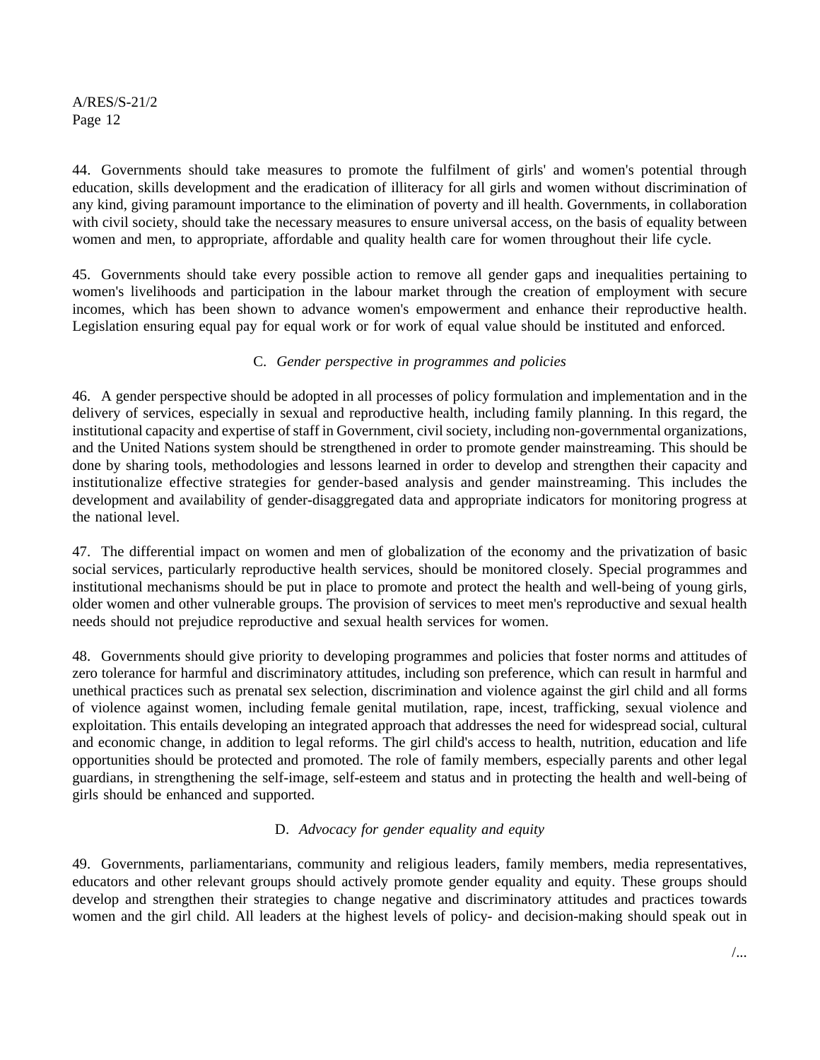44. Governments should take measures to promote the fulfilment of girls' and women's potential through education, skills development and the eradication of illiteracy for all girls and women without discrimination of any kind, giving paramount importance to the elimination of poverty and ill health. Governments, in collaboration with civil society, should take the necessary measures to ensure universal access, on the basis of equality between women and men, to appropriate, affordable and quality health care for women throughout their life cycle.

45. Governments should take every possible action to remove all gender gaps and inequalities pertaining to women's livelihoods and participation in the labour market through the creation of employment with secure incomes, which has been shown to advance women's empowerment and enhance their reproductive health. Legislation ensuring equal pay for equal work or for work of equal value should be instituted and enforced.

### C. *Gender perspective in programmes and policies*

46. A gender perspective should be adopted in all processes of policy formulation and implementation and in the delivery of services, especially in sexual and reproductive health, including family planning. In this regard, the institutional capacity and expertise of staff in Government, civil society, including non-governmental organizations, and the United Nations system should be strengthened in order to promote gender mainstreaming. This should be done by sharing tools, methodologies and lessons learned in order to develop and strengthen their capacity and institutionalize effective strategies for gender-based analysis and gender mainstreaming. This includes the development and availability of gender-disaggregated data and appropriate indicators for monitoring progress at the national level.

47. The differential impact on women and men of globalization of the economy and the privatization of basic social services, particularly reproductive health services, should be monitored closely. Special programmes and institutional mechanisms should be put in place to promote and protect the health and well-being of young girls, older women and other vulnerable groups. The provision of services to meet men's reproductive and sexual health needs should not prejudice reproductive and sexual health services for women.

48. Governments should give priority to developing programmes and policies that foster norms and attitudes of zero tolerance for harmful and discriminatory attitudes, including son preference, which can result in harmful and unethical practices such as prenatal sex selection, discrimination and violence against the girl child and all forms of violence against women, including female genital mutilation, rape, incest, trafficking, sexual violence and exploitation. This entails developing an integrated approach that addresses the need for widespread social, cultural and economic change, in addition to legal reforms. The girl child's access to health, nutrition, education and life opportunities should be protected and promoted. The role of family members, especially parents and other legal guardians, in strengthening the self-image, self-esteem and status and in protecting the health and well-being of girls should be enhanced and supported.

### D. *Advocacy for gender equality and equity*

49. Governments, parliamentarians, community and religious leaders, family members, media representatives, educators and other relevant groups should actively promote gender equality and equity. These groups should develop and strengthen their strategies to change negative and discriminatory attitudes and practices towards women and the girl child. All leaders at the highest levels of policy- and decision-making should speak out in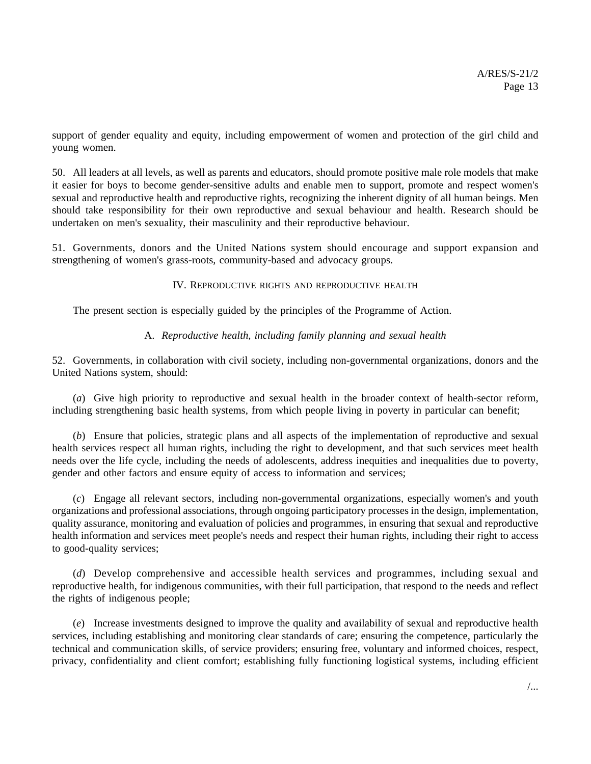support of gender equality and equity, including empowerment of women and protection of the girl child and young women.

50. All leaders at all levels, as well as parents and educators, should promote positive male role models that make it easier for boys to become gender-sensitive adults and enable men to support, promote and respect women's sexual and reproductive health and reproductive rights, recognizing the inherent dignity of all human beings. Men should take responsibility for their own reproductive and sexual behaviour and health. Research should be undertaken on men's sexuality, their masculinity and their reproductive behaviour.

51. Governments, donors and the United Nations system should encourage and support expansion and strengthening of women's grass-roots, community-based and advocacy groups.

## IV. Reproductive rights and reproductive health

The present section is especially guided by the principles of the Programme of Action.

### A. *Reproductive health, including family planning and sexual health*

52. Governments, in collaboration with civil society, including non-governmental organizations, donors and the United Nations system, should:

(*a*) Give high priority to reproductive and sexual health in the broader context of health-sector reform, including strengthening basic health systems, from which people living in poverty in particular can benefit;

(*b*) Ensure that policies, strategic plans and all aspects of the implementation of reproductive and sexual health services respect all human rights, including the right to development, and that such services meet health needs over the life cycle, including the needs of adolescents, address inequities and inequalities due to poverty, gender and other factors and ensure equity of access to information and services;

(*c*) Engage all relevant sectors, including non-governmental organizations, especially women's and youth organizations and professional associations, through ongoing participatory processes in the design, implementation, quality assurance, monitoring and evaluation of policies and programmes, in ensuring that sexual and reproductive health information and services meet people's needs and respect their human rights, including their right to access to good-quality services;

(*d*) Develop comprehensive and accessible health services and programmes, including sexual and reproductive health, for indigenous communities, with their full participation, that respond to the needs and reflect the rights of indigenous people;

(*e*) Increase investments designed to improve the quality and availability of sexual and reproductive health services, including establishing and monitoring clear standards of care; ensuring the competence, particularly the technical and communication skills, of service providers; ensuring free, voluntary and informed choices, respect, privacy, confidentiality and client comfort; establishing fully functioning logistical systems, including efficient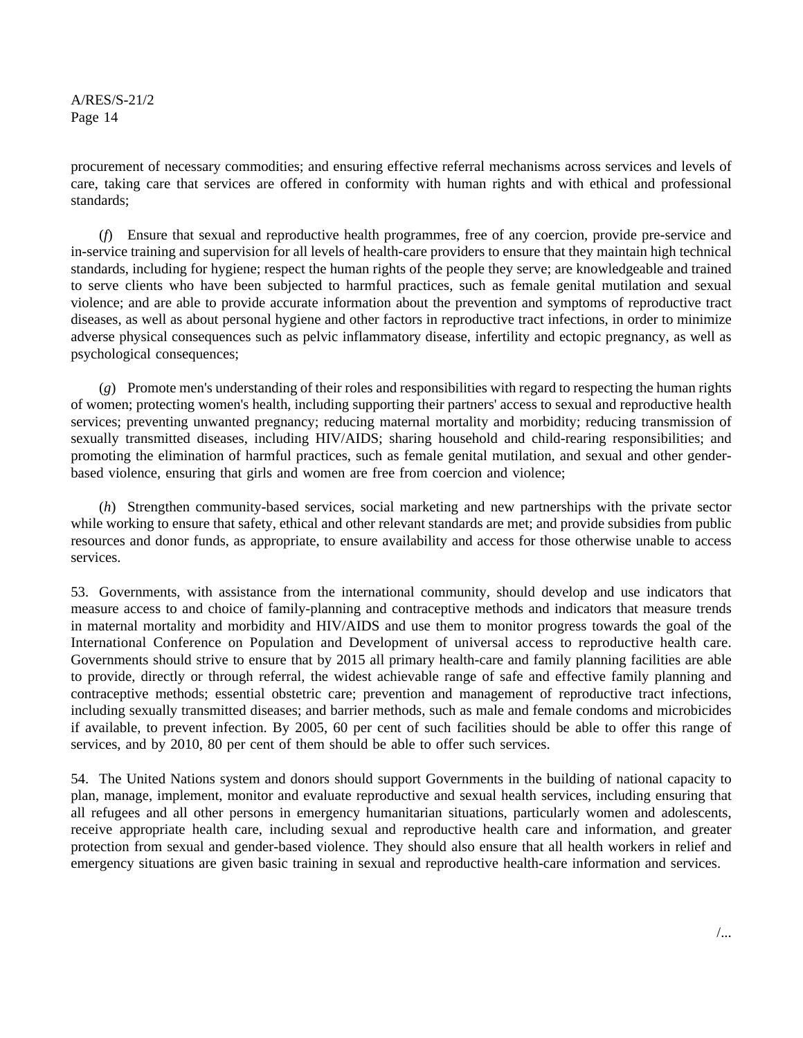procurement of necessary commodities; and ensuring effective referral mechanisms across services and levels of care, taking care that services are offered in conformity with human rights and with ethical and professional standards;

(*f*) Ensure that sexual and reproductive health programmes, free of any coercion, provide pre-service and in-service training and supervision for all levels of health-care providers to ensure that they maintain high technical standards, including for hygiene; respect the human rights of the people they serve; are knowledgeable and trained to serve clients who have been subjected to harmful practices, such as female genital mutilation and sexual violence; and are able to provide accurate information about the prevention and symptoms of reproductive tract diseases, as well as about personal hygiene and other factors in reproductive tract infections, in order to minimize adverse physical consequences such as pelvic inflammatory disease, infertility and ectopic pregnancy, as well as psychological consequences;

(*g*) Promote men's understanding of their roles and responsibilities with regard to respecting the human rights of women; protecting women's health, including supporting their partners' access to sexual and reproductive health services; preventing unwanted pregnancy; reducing maternal mortality and morbidity; reducing transmission of sexually transmitted diseases, including HIV/AIDS; sharing household and child-rearing responsibilities; and promoting the elimination of harmful practices, such as female genital mutilation, and sexual and other gender-based violence, ensuring that girls and women are free from coercion and violence;

(*h*) Strengthen community-based services, social marketing and new partnerships with the private sector while working to ensure that safety, ethical and other relevant standards are met; and provide subsidies from public resources and donor funds, as appropriate, to ensure availability and access for those otherwise unable to access services.

53. Governments, with assistance from the international community, should develop and use indicators that measure access to and choice of family-planning and contraceptive methods and indicators that measure trends in maternal mortality and morbidity and HIV/AIDS and use them to monitor progress towards the goal of the International Conference on Population and Development of universal access to reproductive health care. Governments should strive to ensure that by 2015 all primary health-care and family planning facilities are able to provide, directly or through referral, the widest achievable range of safe and effective family planning and contraceptive methods; essential obstetric care; prevention and management of reproductive tract infections, including sexually transmitted diseases; and barrier methods, such as male and female condoms and microbicides if available, to prevent infection. By 2005, 60 per cent of such facilities should be able to offer this range of services, and by 2010, 80 per cent of them should be able to offer such services.

54. The United Nations system and donors should support Governments in the building of national capacity to plan, manage, implement, monitor and evaluate reproductive and sexual health services, including ensuring that all refugees and all other persons in emergency humanitarian situations, particularly women and adolescents, receive appropriate health care, including sexual and reproductive health care and information, and greater protection from sexual and gender-based violence. They should also ensure that all health workers in relief and emergency situations are given basic training in sexual and reproductive health-care information and services.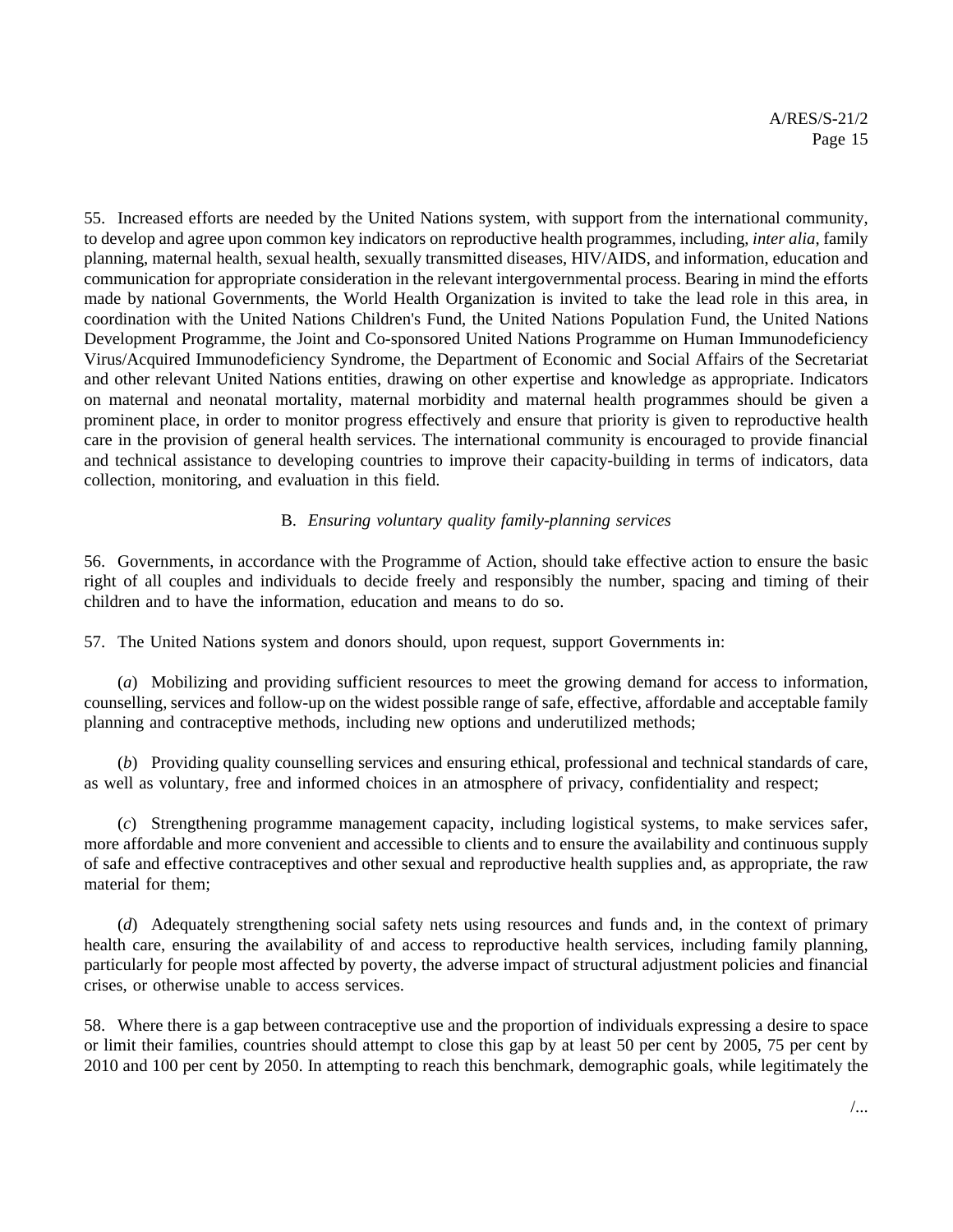55. Increased efforts are needed by the United Nations system, with support from the international community, to develop and agree upon common key indicators on reproductive health programmes, including, *inter alia*, family planning, maternal health, sexual health, sexually transmitted diseases, HIV/AIDS, and information, education and communication for appropriate consideration in the relevant intergovernmental process. Bearing in mind the efforts made by national Governments, the World Health Organization is invited to take the lead role in this area, in coordination with the United Nations Children's Fund, the United Nations Population Fund, the United Nations Development Programme, the Joint and Co-sponsored United Nations Programme on Human Immunodeficiency Virus/Acquired Immunodeficiency Syndrome, the Department of Economic and Social Affairs of the Secretariat and other relevant United Nations entities, drawing on other expertise and knowledge as appropriate. Indicators on maternal and neonatal mortality, maternal morbidity and maternal health programmes should be given a prominent place, in order to monitor progress effectively and ensure that priority is given to reproductive health care in the provision of general health services. The international community is encouraged to provide financial and technical assistance to developing countries to improve their capacity-building in terms of indicators, data collection, monitoring, and evaluation in this field.

## B. *Ensuring voluntary quality family-planning services*

56. Governments, in accordance with the Programme of Action, should take effective action to ensure the basic right of all couples and individuals to decide freely and responsibly the number, spacing and timing of their children and to have the information, education and means to do so.

57. The United Nations system and donors should, upon request, support Governments in:

(*a*) Mobilizing and providing sufficient resources to meet the growing demand for access to information, counselling, services and follow-up on the widest possible range of safe, effective, affordable and acceptable family planning and contraceptive methods, including new options and underutilized methods;

(*b*) Providing quality counselling services and ensuring ethical, professional and technical standards of care, as well as voluntary, free and informed choices in an atmosphere of privacy, confidentiality and respect;

(*c*) Strengthening programme management capacity, including logistical systems, to make services safer, more affordable and more convenient and accessible to clients and to ensure the availability and continuous supply of safe and effective contraceptives and other sexual and reproductive health supplies and, as appropriate, the raw material for them;

(*d*) Adequately strengthening social safety nets using resources and funds and, in the context of primary health care, ensuring the availability of and access to reproductive health services, including family planning, particularly for people most affected by poverty, the adverse impact of structural adjustment policies and financial crises, or otherwise unable to access services.

58. Where there is a gap between contraceptive use and the proportion of individuals expressing a desire to space or limit their families, countries should attempt to close this gap by at least 50 per cent by 2005, 75 per cent by 2010 and 100 per cent by 2050. In attempting to reach this benchmark, demographic goals, while legitimately the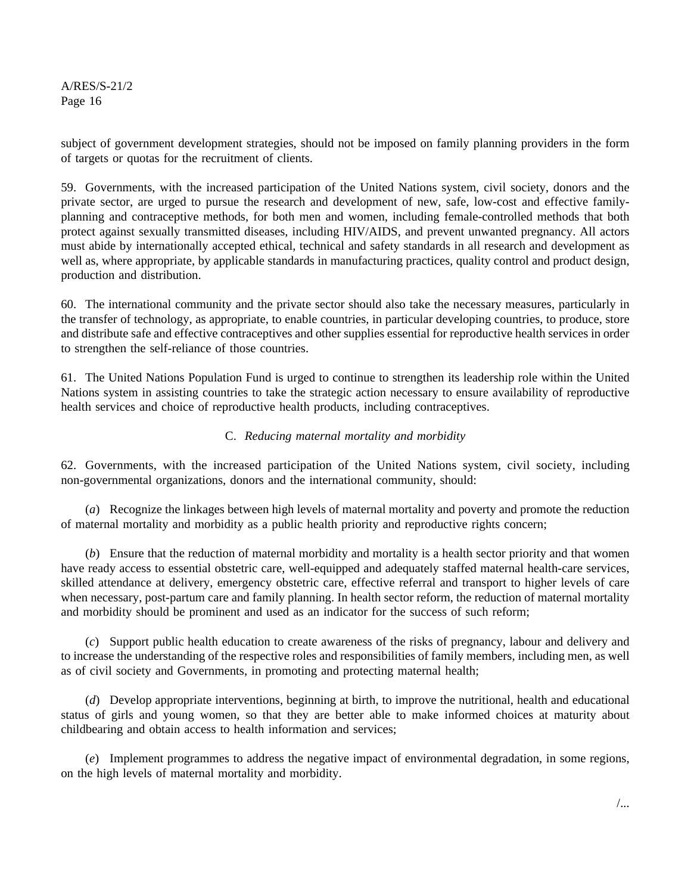subject of government development strategies, should not be imposed on family planning providers in the form of targets or quotas for the recruitment of clients.

59. Governments, with the increased participation of the United Nations system, civil society, donors and the private sector, are urged to pursue the research and development of new, safe, low-cost and effective family-planning and contraceptive methods, for both men and women, including female-controlled methods that both protect against sexually transmitted diseases, including HIV/AIDS, and prevent unwanted pregnancy. All actors must abide by internationally accepted ethical, technical and safety standards in all research and development as well as, where appropriate, by applicable standards in manufacturing practices, quality control and product design, production and distribution.

60. The international community and the private sector should also take the necessary measures, particularly in the transfer of technology, as appropriate, to enable countries, in particular developing countries, to produce, store and distribute safe and effective contraceptives and other supplies essential for reproductive health services in order to strengthen the self-reliance of those countries.

61. The United Nations Population Fund is urged to continue to strengthen its leadership role within the United Nations system in assisting countries to take the strategic action necessary to ensure availability of reproductive health services and choice of reproductive health products, including contraceptives.

### C. *Reducing maternal mortality and morbidity*

62. Governments, with the increased participation of the United Nations system, civil society, including non-governmental organizations, donors and the international community, should:

(*a*) Recognize the linkages between high levels of maternal mortality and poverty and promote the reduction of maternal mortality and morbidity as a public health priority and reproductive rights concern;

(*b*) Ensure that the reduction of maternal morbidity and mortality is a health sector priority and that women have ready access to essential obstetric care, well-equipped and adequately staffed maternal health-care services, skilled attendance at delivery, emergency obstetric care, effective referral and transport to higher levels of care when necessary, post-partum care and family planning. In health sector reform, the reduction of maternal mortality and morbidity should be prominent and used as an indicator for the success of such reform;

(*c*) Support public health education to create awareness of the risks of pregnancy, labour and delivery and to increase the understanding of the respective roles and responsibilities of family members, including men, as well as of civil society and Governments, in promoting and protecting maternal health;

(*d*) Develop appropriate interventions, beginning at birth, to improve the nutritional, health and educational status of girls and young women, so that they are better able to make informed choices at maturity about childbearing and obtain access to health information and services;

(*e*) Implement programmes to address the negative impact of environmental degradation, in some regions, on the high levels of maternal mortality and morbidity.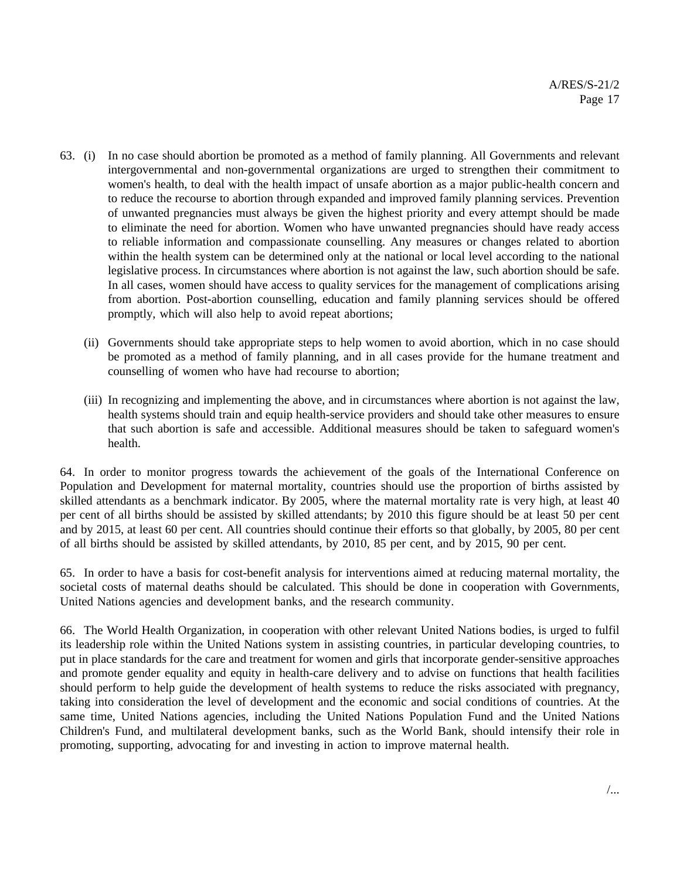63. (i) In no case should abortion be promoted as a method of family planning. All Governments and relevant intergovernmental and non-governmental organizations are urged to strengthen their commitment to women's health, to deal with the health impact of unsafe abortion as a major public-health concern and to reduce the recourse to abortion through expanded and improved family planning services. Prevention of unwanted pregnancies must always be given the highest priority and every attempt should be made to eliminate the need for abortion. Women who have unwanted pregnancies should have ready access to reliable information and compassionate counselling. Any measures or changes related to abortion within the health system can be determined only at the national or local level according to the national legislative process. In circumstances where abortion is not against the law, such abortion should be safe. In all cases, women should have access to quality services for the management of complications arising from abortion. Post-abortion counselling, education and family planning services should be offered promptly, which will also help to avoid repeat abortions;

(ii) Governments should take appropriate steps to help women to avoid abortion, which in no case should be promoted as a method of family planning, and in all cases provide for the humane treatment and counselling of women who have had recourse to abortion;

(iii) In recognizing and implementing the above, and in circumstances where abortion is not against the law, health systems should train and equip health-service providers and should take other measures to ensure that such abortion is safe and accessible. Additional measures should be taken to safeguard women's health.

64. In order to monitor progress towards the achievement of the goals of the International Conference on Population and Development for maternal mortality, countries should use the proportion of births assisted by skilled attendants as a benchmark indicator. By 2005, where the maternal mortality rate is very high, at least 40 per cent of all births should be assisted by skilled attendants; by 2010 this figure should be at least 50 per cent and by 2015, at least 60 per cent. All countries should continue their efforts so that globally, by 2005, 80 per cent of all births should be assisted by skilled attendants, by 2010, 85 per cent, and by 2015, 90 per cent.

65. In order to have a basis for cost-benefit analysis for interventions aimed at reducing maternal mortality, the societal costs of maternal deaths should be calculated. This should be done in cooperation with Governments, United Nations agencies and development banks, and the research community.

66. The World Health Organization, in cooperation with other relevant United Nations bodies, is urged to fulfil its leadership role within the United Nations system in assisting countries, in particular developing countries, to put in place standards for the care and treatment for women and girls that incorporate gender-sensitive approaches and promote gender equality and equity in health-care delivery and to advise on functions that health facilities should perform to help guide the development of health systems to reduce the risks associated with pregnancy, taking into consideration the level of development and the economic and social conditions of countries. At the same time, United Nations agencies, including the United Nations Population Fund and the United Nations Children's Fund, and multilateral development banks, such as the World Bank, should intensify their role in promoting, supporting, advocating for and investing in action to improve maternal health.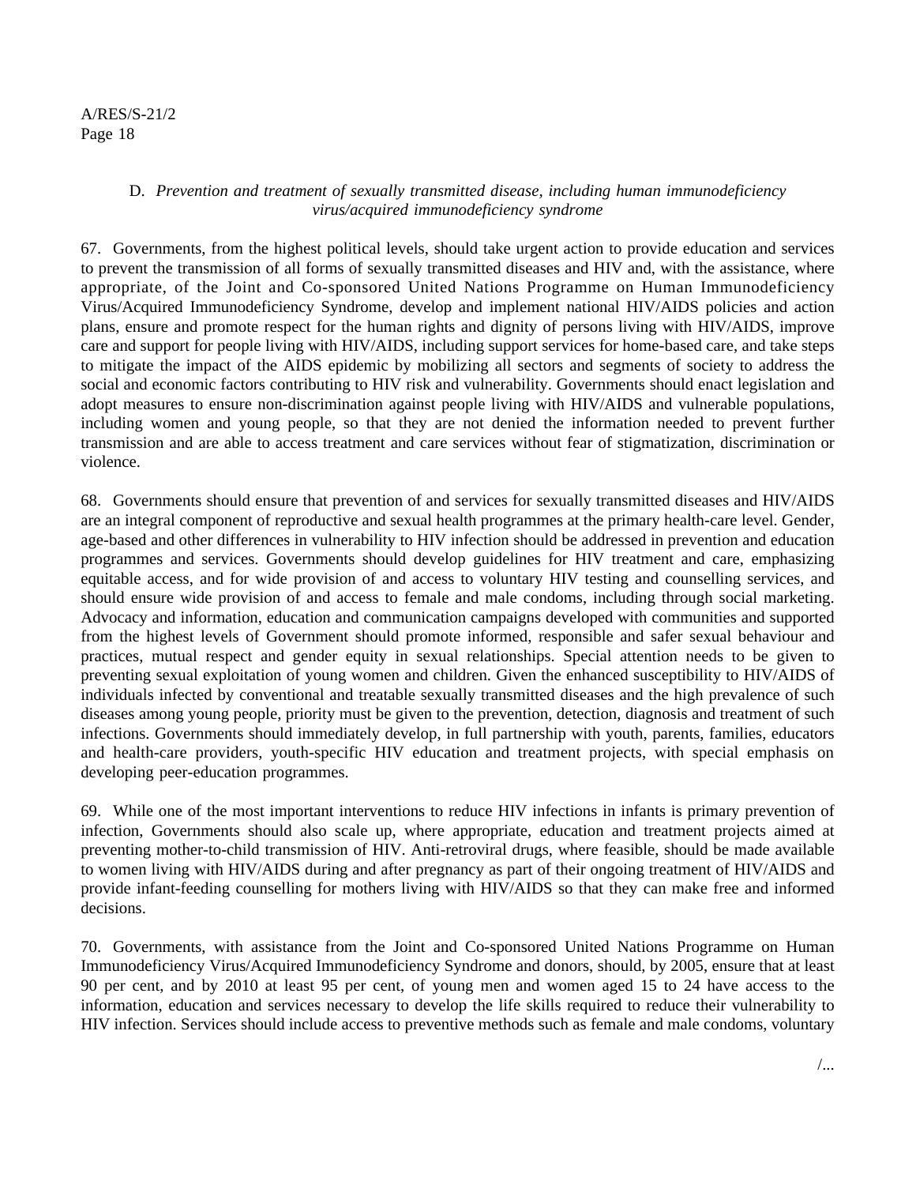### D. *Prevention and treatment of sexually transmitted disease, including human immunodeficiency virus/acquired immunodeficiency syndrome*

67. Governments, from the highest political levels, should take urgent action to provide education and services to prevent the transmission of all forms of sexually transmitted diseases and HIV and, with the assistance, where appropriate, of the Joint and Co-sponsored United Nations Programme on Human Immunodeficiency Virus/Acquired Immunodeficiency Syndrome, develop and implement national HIV/AIDS policies and action plans, ensure and promote respect for the human rights and dignity of persons living with HIV/AIDS, improve care and support for people living with HIV/AIDS, including support services for home-based care, and take steps to mitigate the impact of the AIDS epidemic by mobilizing all sectors and segments of society to address the social and economic factors contributing to HIV risk and vulnerability. Governments should enact legislation and adopt measures to ensure non-discrimination against people living with HIV/AIDS and vulnerable populations, including women and young people, so that they are not denied the information needed to prevent further transmission and are able to access treatment and care services without fear of stigmatization, discrimination or violence.

68. Governments should ensure that prevention of and services for sexually transmitted diseases and HIV/AIDS are an integral component of reproductive and sexual health programmes at the primary health-care level. Gender, age-based and other differences in vulnerability to HIV infection should be addressed in prevention and education programmes and services. Governments should develop guidelines for HIV treatment and care, emphasizing equitable access, and for wide provision of and access to voluntary HIV testing and counselling services, and should ensure wide provision of and access to female and male condoms, including through social marketing. Advocacy and information, education and communication campaigns developed with communities and supported from the highest levels of Government should promote informed, responsible and safer sexual behaviour and practices, mutual respect and gender equity in sexual relationships. Special attention needs to be given to preventing sexual exploitation of young women and children. Given the enhanced susceptibility to HIV/AIDS of individuals infected by conventional and treatable sexually transmitted diseases and the high prevalence of such diseases among young people, priority must be given to the prevention, detection, diagnosis and treatment of such infections. Governments should immediately develop, in full partnership with youth, parents, families, educators and health-care providers, youth-specific HIV education and treatment projects, with special emphasis on developing peer-education programmes.

69. While one of the most important interventions to reduce HIV infections in infants is primary prevention of infection, Governments should also scale up, where appropriate, education and treatment projects aimed at preventing mother-to-child transmission of HIV. Anti-retroviral drugs, where feasible, should be made available to women living with HIV/AIDS during and after pregnancy as part of their ongoing treatment of HIV/AIDS and provide infant-feeding counselling for mothers living with HIV/AIDS so that they can make free and informed decisions.

70. Governments, with assistance from the Joint and Co-sponsored United Nations Programme on Human Immunodeficiency Virus/Acquired Immunodeficiency Syndrome and donors, should, by 2005, ensure that at least 90 per cent, and by 2010 at least 95 per cent, of young men and women aged 15 to 24 have access to the information, education and services necessary to develop the life skills required to reduce their vulnerability to HIV infection. Services should include access to preventive methods such as female and male condoms, voluntary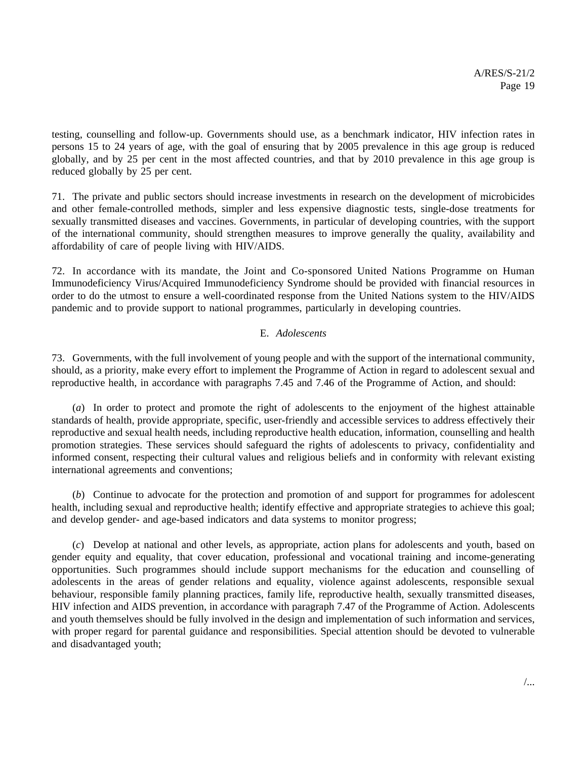testing, counselling and follow-up. Governments should use, as a benchmark indicator, HIV infection rates in persons 15 to 24 years of age, with the goal of ensuring that by 2005 prevalence in this age group is reduced globally, and by 25 per cent in the most affected countries, and that by 2010 prevalence in this age group is reduced globally by 25 per cent.

71. The private and public sectors should increase investments in research on the development of microbicides and other female-controlled methods, simpler and less expensive diagnostic tests, single-dose treatments for sexually transmitted diseases and vaccines. Governments, in particular of developing countries, with the support of the international community, should strengthen measures to improve generally the quality, availability and affordability of care of people living with HIV/AIDS.

72. In accordance with its mandate, the Joint and Co-sponsored United Nations Programme on Human Immunodeficiency Virus/Acquired Immunodeficiency Syndrome should be provided with financial resources in order to do the utmost to ensure a well-coordinated response from the United Nations system to the HIV/AIDS pandemic and to provide support to national programmes, particularly in developing countries.

## E. *Adolescents*

73. Governments, with the full involvement of young people and with the support of the international community, should, as a priority, make every effort to implement the Programme of Action in regard to adolescent sexual and reproductive health, in accordance with paragraphs 7.45 and 7.46 of the Programme of Action, and should:

(*a*) In order to protect and promote the right of adolescents to the enjoyment of the highest attainable standards of health, provide appropriate, specific, user-friendly and accessible services to address effectively their reproductive and sexual health needs, including reproductive health education, information, counselling and health promotion strategies. These services should safeguard the rights of adolescents to privacy, confidentiality and informed consent, respecting their cultural values and religious beliefs and in conformity with relevant existing international agreements and conventions;

(*b*) Continue to advocate for the protection and promotion of and support for programmes for adolescent health, including sexual and reproductive health; identify effective and appropriate strategies to achieve this goal; and develop gender- and age-based indicators and data systems to monitor progress;

(*c*) Develop at national and other levels, as appropriate, action plans for adolescents and youth, based on gender equity and equality, that cover education, professional and vocational training and income-generating opportunities. Such programmes should include support mechanisms for the education and counselling of adolescents in the areas of gender relations and equality, violence against adolescents, responsible sexual behaviour, responsible family planning practices, family life, reproductive health, sexually transmitted diseases, HIV infection and AIDS prevention, in accordance with paragraph 7.47 of the Programme of Action. Adolescents and youth themselves should be fully involved in the design and implementation of such information and services, with proper regard for parental guidance and responsibilities. Special attention should be devoted to vulnerable and disadvantaged youth;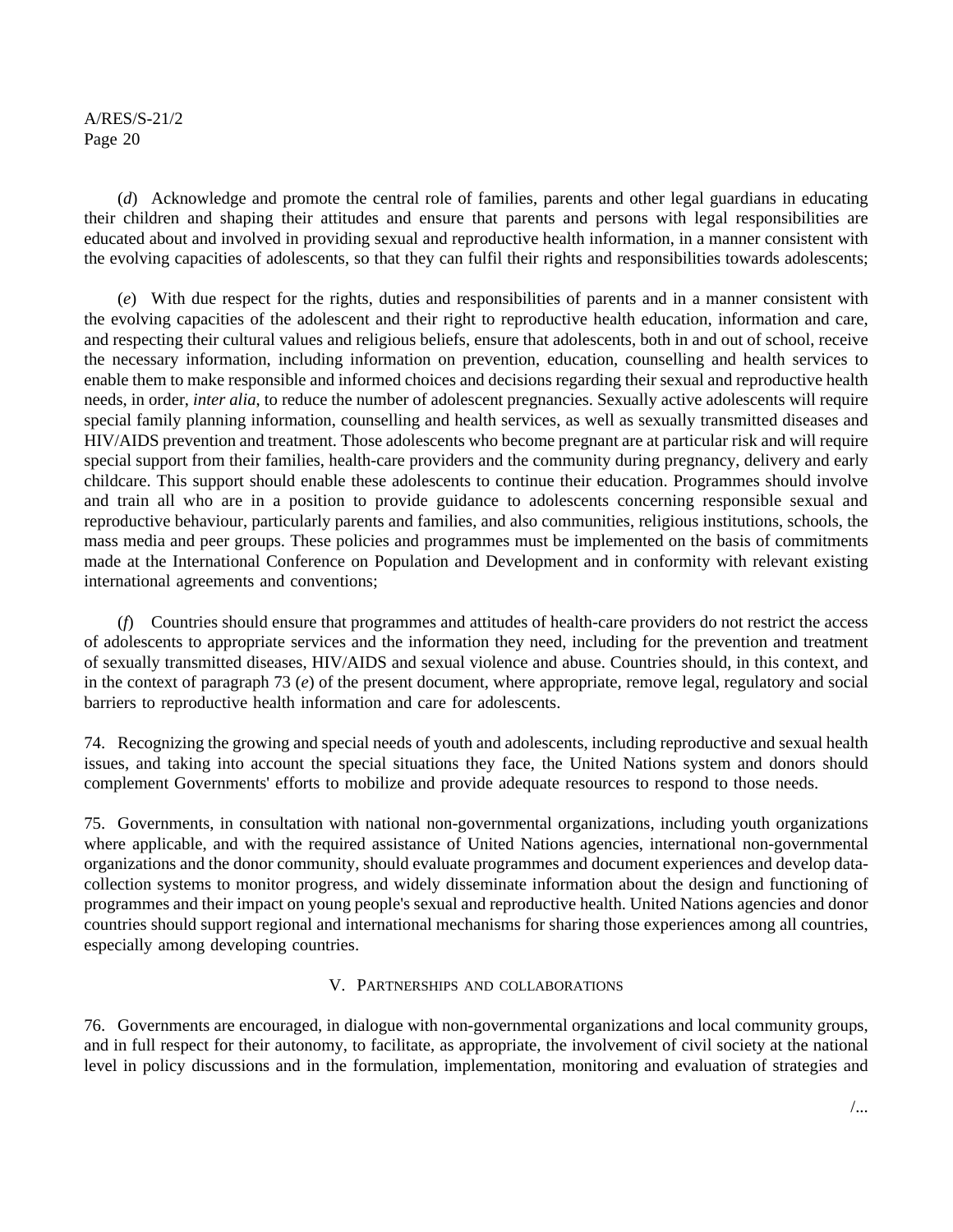(*d*) Acknowledge and promote the central role of families, parents and other legal guardians in educating their children and shaping their attitudes and ensure that parents and persons with legal responsibilities are educated about and involved in providing sexual and reproductive health information, in a manner consistent with the evolving capacities of adolescents, so that they can fulfil their rights and responsibilities towards adolescents;

(*e*) With due respect for the rights, duties and responsibilities of parents and in a manner consistent with the evolving capacities of the adolescent and their right to reproductive health education, information and care, and respecting their cultural values and religious beliefs, ensure that adolescents, both in and out of school, receive the necessary information, including information on prevention, education, counselling and health services to enable them to make responsible and informed choices and decisions regarding their sexual and reproductive health needs, in order, *inter alia*, to reduce the number of adolescent pregnancies. Sexually active adolescents will require special family planning information, counselling and health services, as well as sexually transmitted diseases and HIV/AIDS prevention and treatment. Those adolescents who become pregnant are at particular risk and will require special support from their families, health-care providers and the community during pregnancy, delivery and early childcare. This support should enable these adolescents to continue their education. Programmes should involve and train all who are in a position to provide guidance to adolescents concerning responsible sexual and reproductive behaviour, particularly parents and families, and also communities, religious institutions, schools, the mass media and peer groups. These policies and programmes must be implemented on the basis of commitments made at the International Conference on Population and Development and in conformity with relevant existing international agreements and conventions;

(*f*) Countries should ensure that programmes and attitudes of health-care providers do not restrict the access of adolescents to appropriate services and the information they need, including for the prevention and treatment of sexually transmitted diseases, HIV/AIDS and sexual violence and abuse. Countries should, in this context, and in the context of paragraph 73 (*e*) of the present document, where appropriate, remove legal, regulatory and social barriers to reproductive health information and care for adolescents.

74. Recognizing the growing and special needs of youth and adolescents, including reproductive and sexual health issues, and taking into account the special situations they face, the United Nations system and donors should complement Governments' efforts to mobilize and provide adequate resources to respond to those needs.

75. Governments, in consultation with national non-governmental organizations, including youth organizations where applicable, and with the required assistance of United Nations agencies, international non-governmental organizations and the donor community, should evaluate programmes and document experiences and develop data-collection systems to monitor progress, and widely disseminate information about the design and functioning of programmes and their impact on young people's sexual and reproductive health. United Nations agencies and donor countries should support regional and international mechanisms for sharing those experiences among all countries, especially among developing countries.

## V. Partnerships and collaborations

76. Governments are encouraged, in dialogue with non-governmental organizations and local community groups, and in full respect for their autonomy, to facilitate, as appropriate, the involvement of civil society at the national level in policy discussions and in the formulation, implementation, monitoring and evaluation of strategies and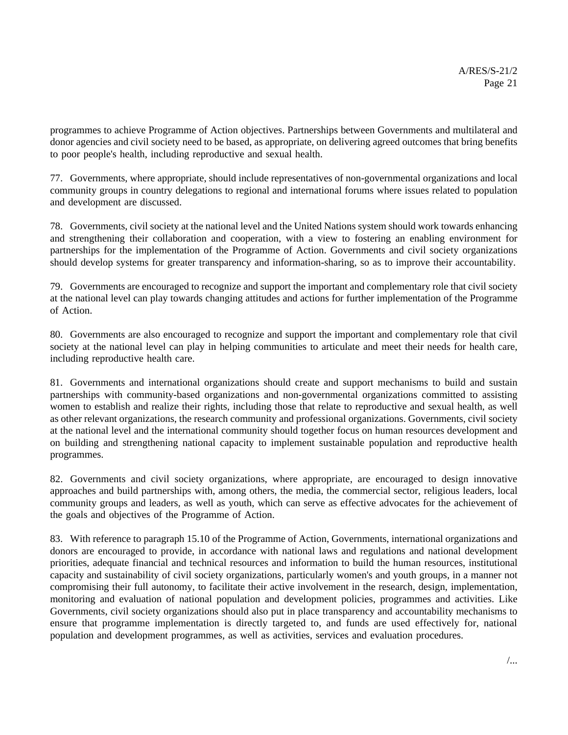programmes to achieve Programme of Action objectives. Partnerships between Governments and multilateral and donor agencies and civil society need to be based, as appropriate, on delivering agreed outcomes that bring benefits to poor people's health, including reproductive and sexual health.

77. Governments, where appropriate, should include representatives of non-governmental organizations and local community groups in country delegations to regional and international forums where issues related to population and development are discussed.

78. Governments, civil society at the national level and the United Nations system should work towards enhancing and strengthening their collaboration and cooperation, with a view to fostering an enabling environment for partnerships for the implementation of the Programme of Action. Governments and civil society organizations should develop systems for greater transparency and information-sharing, so as to improve their accountability.

79. Governments are encouraged to recognize and support the important and complementary role that civil society at the national level can play towards changing attitudes and actions for further implementation of the Programme of Action.

80. Governments are also encouraged to recognize and support the important and complementary role that civil society at the national level can play in helping communities to articulate and meet their needs for health care, including reproductive health care.

81. Governments and international organizations should create and support mechanisms to build and sustain partnerships with community-based organizations and non-governmental organizations committed to assisting women to establish and realize their rights, including those that relate to reproductive and sexual health, as well as other relevant organizations, the research community and professional organizations. Governments, civil society at the national level and the international community should together focus on human resources development and on building and strengthening national capacity to implement sustainable population and reproductive health programmes.

82. Governments and civil society organizations, where appropriate, are encouraged to design innovative approaches and build partnerships with, among others, the media, the commercial sector, religious leaders, local community groups and leaders, as well as youth, which can serve as effective advocates for the achievement of the goals and objectives of the Programme of Action.

83. With reference to paragraph 15.10 of the Programme of Action, Governments, international organizations and donors are encouraged to provide, in accordance with national laws and regulations and national development priorities, adequate financial and technical resources and information to build the human resources, institutional capacity and sustainability of civil society organizations, particularly women's and youth groups, in a manner not compromising their full autonomy, to facilitate their active involvement in the research, design, implementation, monitoring and evaluation of national population and development policies, programmes and activities. Like Governments, civil society organizations should also put in place transparency and accountability mechanisms to ensure that programme implementation is directly targeted to, and funds are used effectively for, national population and development programmes, as well as activities, services and evaluation procedures.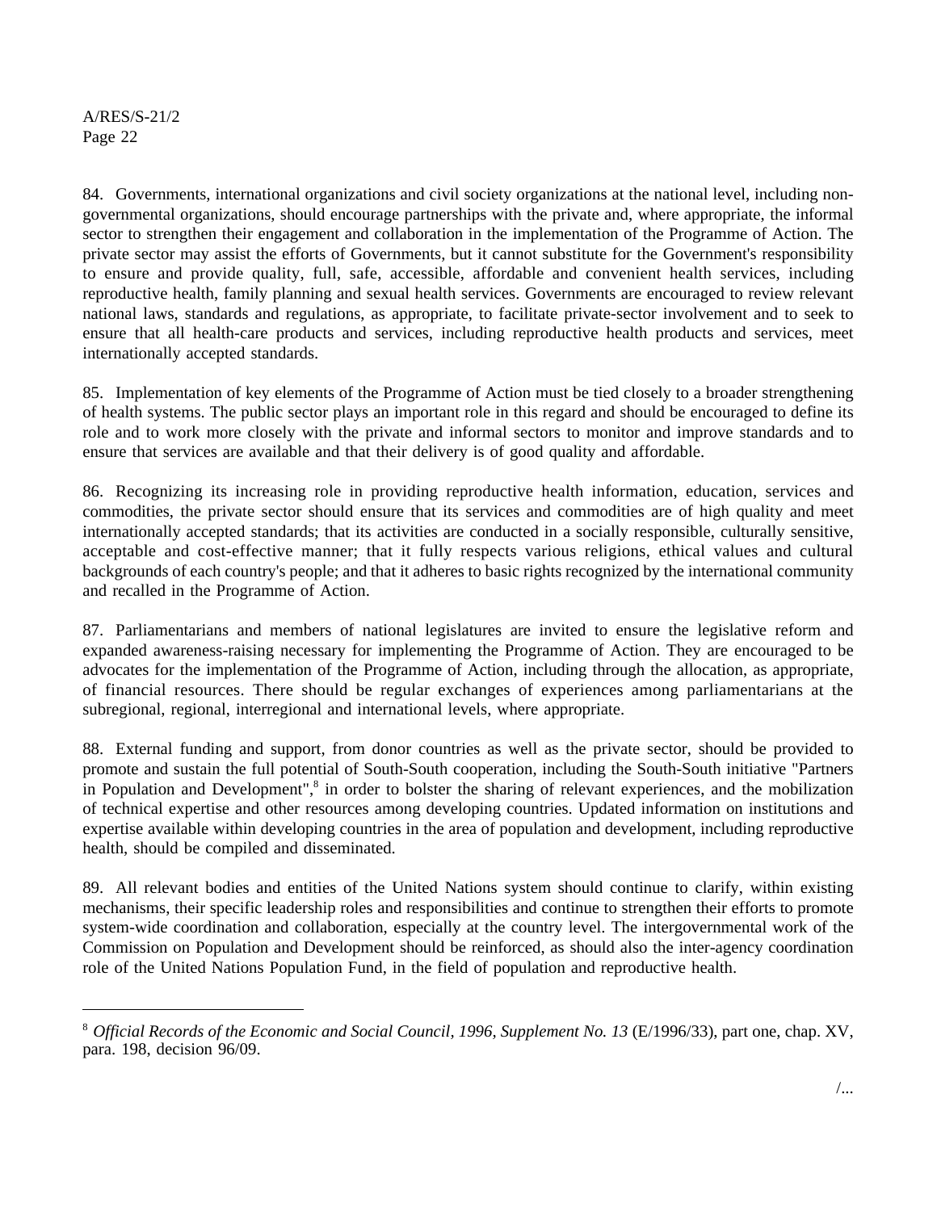84. Governments, international organizations and civil society organizations at the national level, including non-governmental organizations, should encourage partnerships with the private and, where appropriate, the informal sector to strengthen their engagement and collaboration in the implementation of the Programme of Action. The private sector may assist the efforts of Governments, but it cannot substitute for the Government's responsibility to ensure and provide quality, full, safe, accessible, affordable and convenient health services, including reproductive health, family planning and sexual health services. Governments are encouraged to review relevant national laws, standards and regulations, as appropriate, to facilitate private-sector involvement and to seek to ensure that all health-care products and services, including reproductive health products and services, meet internationally accepted standards.

85. Implementation of key elements of the Programme of Action must be tied closely to a broader strengthening of health systems. The public sector plays an important role in this regard and should be encouraged to define its role and to work more closely with the private and informal sectors to monitor and improve standards and to ensure that services are available and that their delivery is of good quality and affordable.

86. Recognizing its increasing role in providing reproductive health information, education, services and commodities, the private sector should ensure that its services and commodities are of high quality and meet internationally accepted standards; that its activities are conducted in a socially responsible, culturally sensitive, acceptable and cost-effective manner; that it fully respects various religions, ethical values and cultural backgrounds of each country's people; and that it adheres to basic rights recognized by the international community and recalled in the Programme of Action.

87. Parliamentarians and members of national legislatures are invited to ensure the legislative reform and expanded awareness-raising necessary for implementing the Programme of Action. They are encouraged to be advocates for the implementation of the Programme of Action, including through the allocation, as appropriate, of financial resources. There should be regular exchanges of experiences among parliamentarians at the subregional, regional, interregional and international levels, where appropriate.

88. External funding and support, from donor countries as well as the private sector, should be provided to promote and sustain the full potential of South-South cooperation, including the South-South initiative "Partners in Population and Development",[8] in order to bolster the sharing of relevant experiences, and the mobilization of technical expertise and other resources among developing countries. Updated information on institutions and expertise available within developing countries in the area of population and development, including reproductive health, should be compiled and disseminated.

89. All relevant bodies and entities of the United Nations system should continue to clarify, within existing mechanisms, their specific leadership roles and responsibilities and continue to strengthen their efforts to promote system-wide coordination and collaboration, especially at the country level. The intergovernmental work of the Commission on Population and Development should be reinforced, as should also the inter-agency coordination role of the United Nations Population Fund, in the field of population and reproductive health.

---

[8] *Official Records of the Economic and Social Council, 1996, Supplement No. 13* (E/1996/33), part one, chap. XV, para. 198, decision 96/09.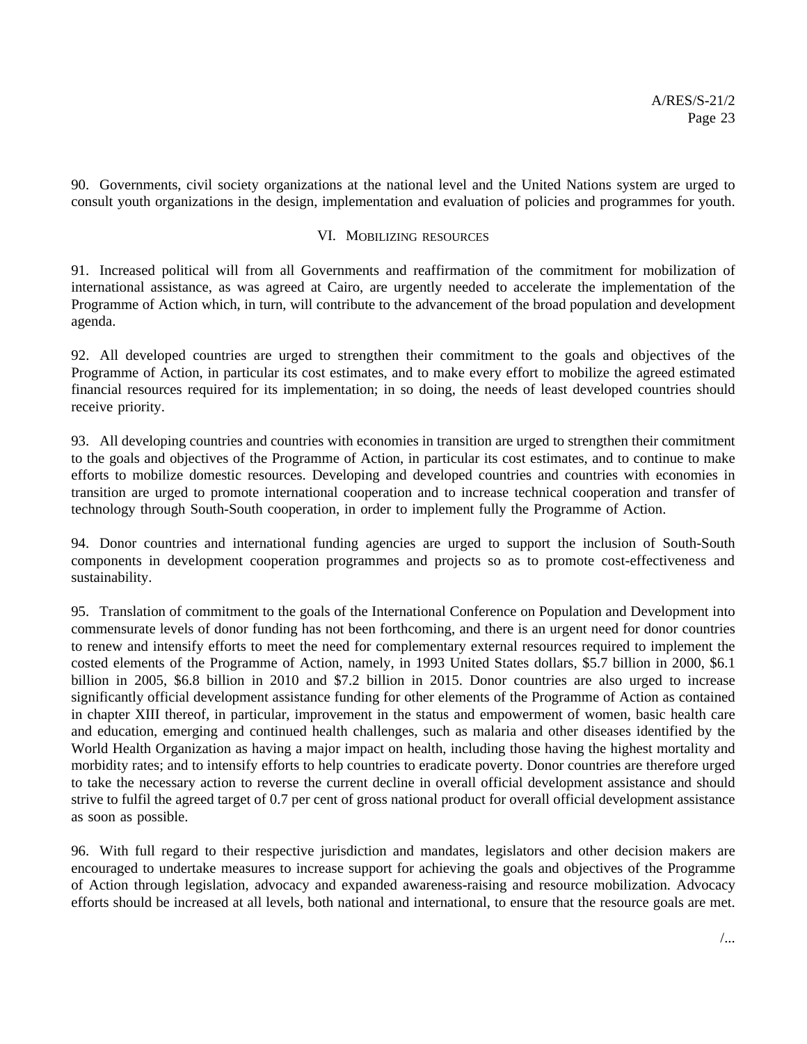90. Governments, civil society organizations at the national level and the United Nations system are urged to consult youth organizations in the design, implementation and evaluation of policies and programmes for youth.

## VI. Mobilizing resources

91. Increased political will from all Governments and reaffirmation of the commitment for mobilization of international assistance, as was agreed at Cairo, are urgently needed to accelerate the implementation of the Programme of Action which, in turn, will contribute to the advancement of the broad population and development agenda.

92. All developed countries are urged to strengthen their commitment to the goals and objectives of the Programme of Action, in particular its cost estimates, and to make every effort to mobilize the agreed estimated financial resources required for its implementation; in so doing, the needs of least developed countries should receive priority.

93. All developing countries and countries with economies in transition are urged to strengthen their commitment to the goals and objectives of the Programme of Action, in particular its cost estimates, and to continue to make efforts to mobilize domestic resources. Developing and developed countries and countries with economies in transition are urged to promote international cooperation and to increase technical cooperation and transfer of technology through South-South cooperation, in order to implement fully the Programme of Action.

94. Donor countries and international funding agencies are urged to support the inclusion of South-South components in development cooperation programmes and projects so as to promote cost-effectiveness and sustainability.

95. Translation of commitment to the goals of the International Conference on Population and Development into commensurate levels of donor funding has not been forthcoming, and there is an urgent need for donor countries to renew and intensify efforts to meet the need for complementary external resources required to implement the costed elements of the Programme of Action, namely, in 1993 United States dollars, $5.7 billion in 2000, $6.1 billion in 2005, $6.8 billion in 2010 and $7.2 billion in 2015. Donor countries are also urged to increase significantly official development assistance funding for other elements of the Programme of Action as contained in chapter XIII thereof, in particular, improvement in the status and empowerment of women, basic health care and education, emerging and continued health challenges, such as malaria and other diseases identified by the World Health Organization as having a major impact on health, including those having the highest mortality and morbidity rates; and to intensify efforts to help countries to eradicate poverty. Donor countries are therefore urged to take the necessary action to reverse the current decline in overall official development assistance and should strive to fulfil the agreed target of 0.7 per cent of gross national product for overall official development assistance as soon as possible.

96. With full regard to their respective jurisdiction and mandates, legislators and other decision makers are encouraged to undertake measures to increase support for achieving the goals and objectives of the Programme of Action through legislation, advocacy and expanded awareness-raising and resource mobilization. Advocacy efforts should be increased at all levels, both national and international, to ensure that the resource goals are met.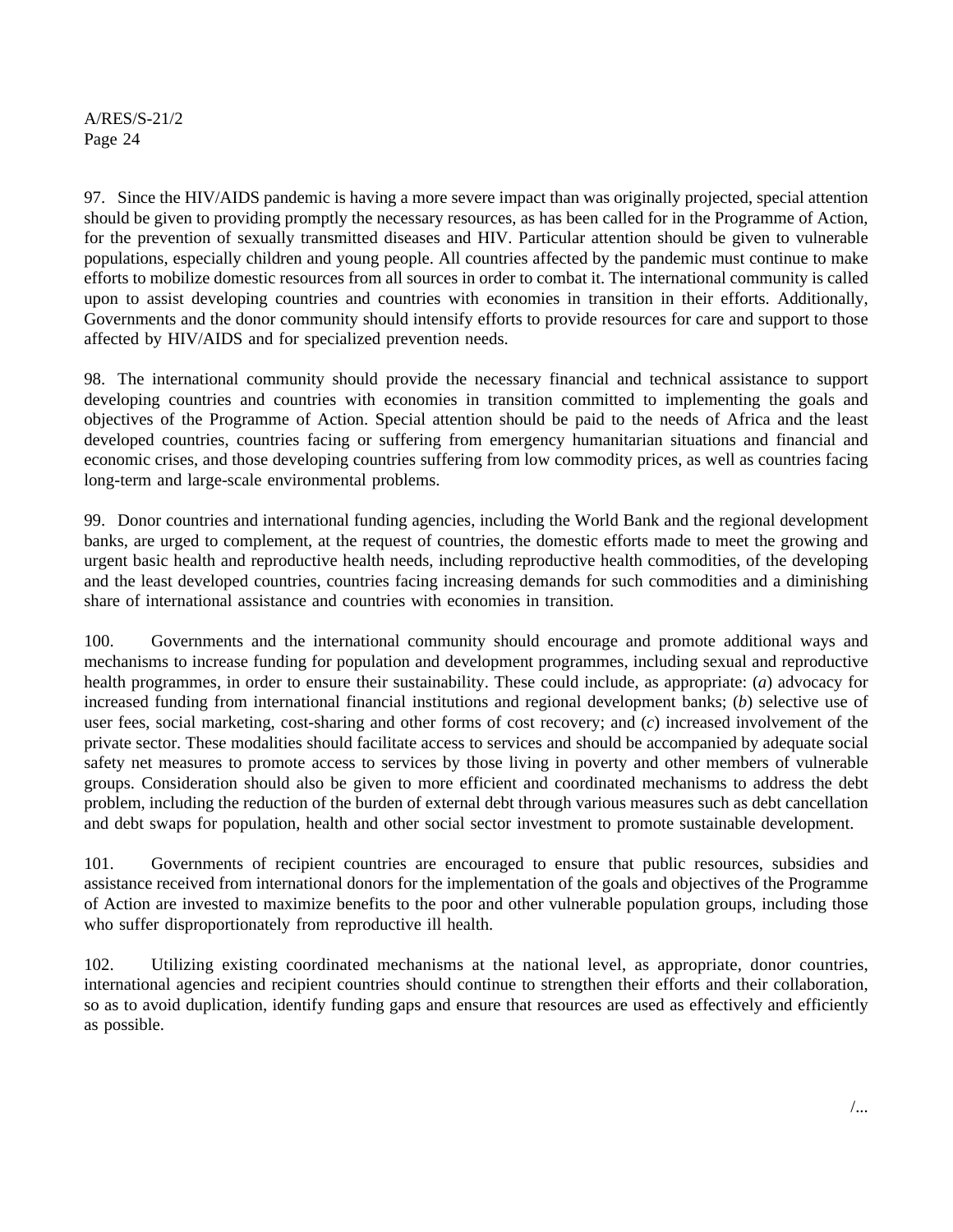97. Since the HIV/AIDS pandemic is having a more severe impact than was originally projected, special attention should be given to providing promptly the necessary resources, as has been called for in the Programme of Action, for the prevention of sexually transmitted diseases and HIV. Particular attention should be given to vulnerable populations, especially children and young people. All countries affected by the pandemic must continue to make efforts to mobilize domestic resources from all sources in order to combat it. The international community is called upon to assist developing countries and countries with economies in transition in their efforts. Additionally, Governments and the donor community should intensify efforts to provide resources for care and support to those affected by HIV/AIDS and for specialized prevention needs.

98. The international community should provide the necessary financial and technical assistance to support developing countries and countries with economies in transition committed to implementing the goals and objectives of the Programme of Action. Special attention should be paid to the needs of Africa and the least developed countries, countries facing or suffering from emergency humanitarian situations and financial and economic crises, and those developing countries suffering from low commodity prices, as well as countries facing long-term and large-scale environmental problems.

99. Donor countries and international funding agencies, including the World Bank and the regional development banks, are urged to complement, at the request of countries, the domestic efforts made to meet the growing and urgent basic health and reproductive health needs, including reproductive health commodities, of the developing and the least developed countries, countries facing increasing demands for such commodities and a diminishing share of international assistance and countries with economies in transition.

100. Governments and the international community should encourage and promote additional ways and mechanisms to increase funding for population and development programmes, including sexual and reproductive health programmes, in order to ensure their sustainability. These could include, as appropriate: (*a*) advocacy for increased funding from international financial institutions and regional development banks; (*b*) selective use of user fees, social marketing, cost-sharing and other forms of cost recovery; and (*c*) increased involvement of the private sector. These modalities should facilitate access to services and should be accompanied by adequate social safety net measures to promote access to services by those living in poverty and other members of vulnerable groups. Consideration should also be given to more efficient and coordinated mechanisms to address the debt problem, including the reduction of the burden of external debt through various measures such as debt cancellation and debt swaps for population, health and other social sector investment to promote sustainable development.

101. Governments of recipient countries are encouraged to ensure that public resources, subsidies and assistance received from international donors for the implementation of the goals and objectives of the Programme of Action are invested to maximize benefits to the poor and other vulnerable population groups, including those who suffer disproportionately from reproductive ill health.

102. Utilizing existing coordinated mechanisms at the national level, as appropriate, donor countries, international agencies and recipient countries should continue to strengthen their efforts and their collaboration, so as to avoid duplication, identify funding gaps and ensure that resources are used as effectively and efficiently as possible.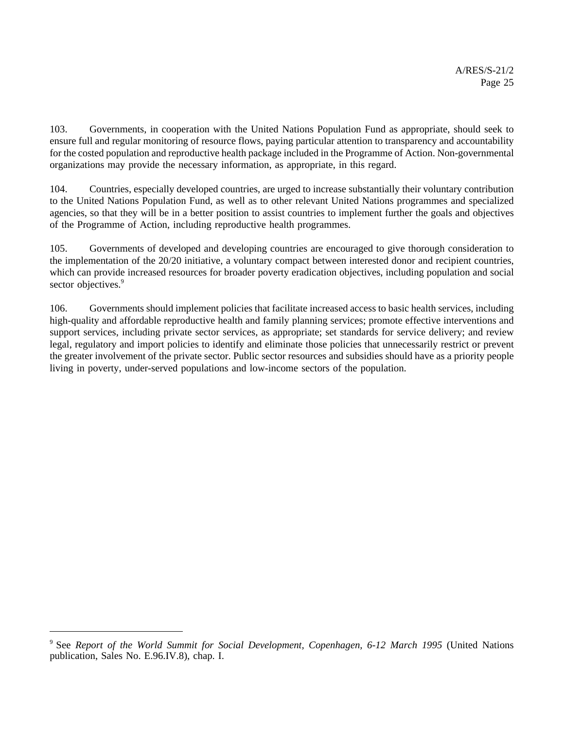103. Governments, in cooperation with the United Nations Population Fund as appropriate, should seek to ensure full and regular monitoring of resource flows, paying particular attention to transparency and accountability for the costed population and reproductive health package included in the Programme of Action. Non-governmental organizations may provide the necessary information, as appropriate, in this regard.

104. Countries, especially developed countries, are urged to increase substantially their voluntary contribution to the United Nations Population Fund, as well as to other relevant United Nations programmes and specialized agencies, so that they will be in a better position to assist countries to implement further the goals and objectives of the Programme of Action, including reproductive health programmes.

105. Governments of developed and developing countries are encouraged to give thorough consideration to the implementation of the 20/20 initiative, a voluntary compact between interested donor and recipient countries, which can provide increased resources for broader poverty eradication objectives, including population and social sector objectives.[9]

106. Governments should implement policies that facilitate increased access to basic health services, including high-quality and affordable reproductive health and family planning services; promote effective interventions and support services, including private sector services, as appropriate; set standards for service delivery; and review legal, regulatory and import policies to identify and eliminate those policies that unnecessarily restrict or prevent the greater involvement of the private sector. Public sector resources and subsidies should have as a priority people living in poverty, under-served populations and low-income sectors of the population.

---

[9] See *Report of the World Summit for Social Development, Copenhagen, 6-12 March 1995* (United Nations publication, Sales No. E.96.IV.8), chap. I.